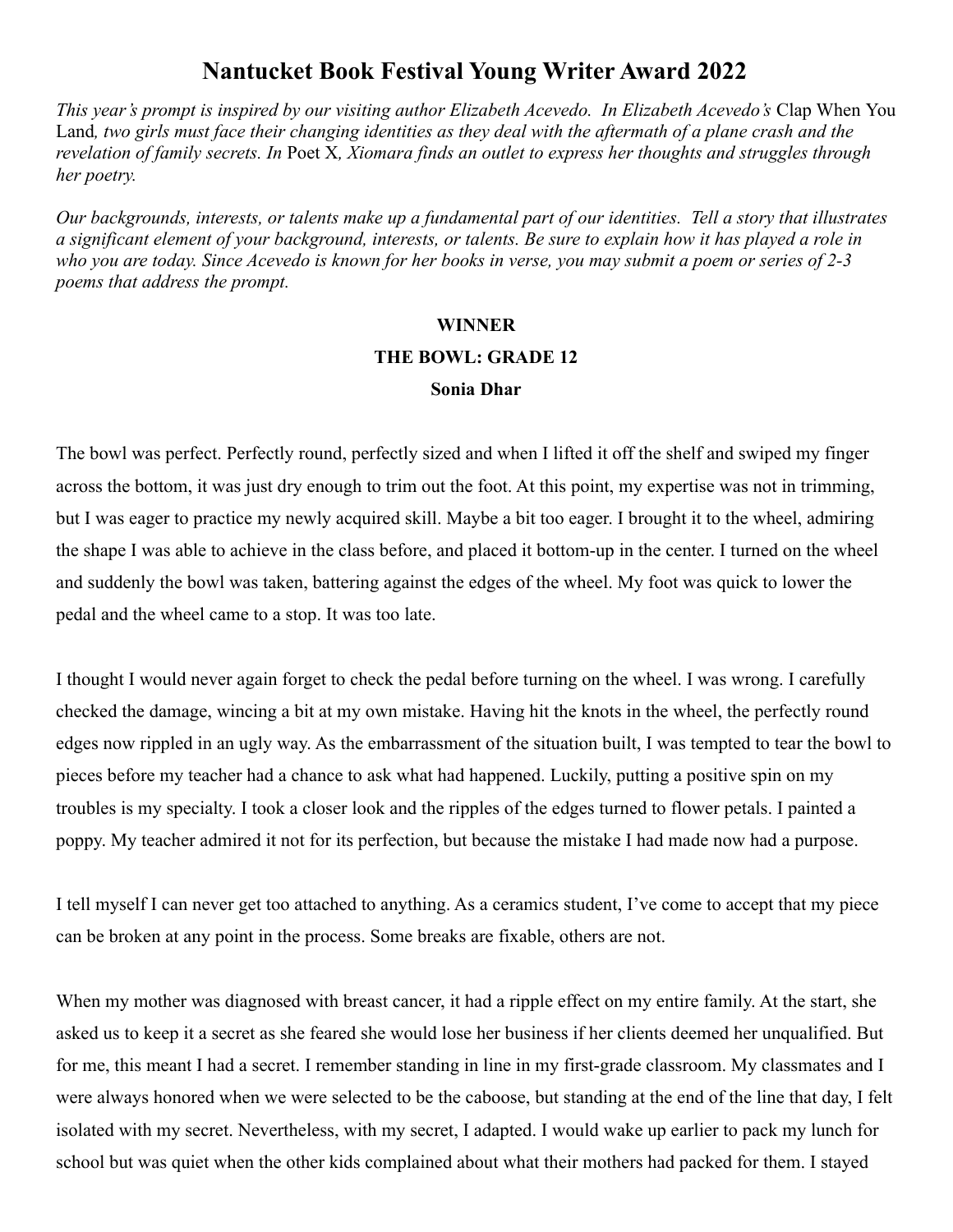# Nantucket Book Festival Young Writer Award 2022

*This year's prompt is inspired by our visiting author Elizabeth Acevedo. In Elizabeth Acevedo's* Clap When You Land*, two girls must face their changing identities as they deal with the aftermath of a plane crash and the revelation of family secrets. In* Poet X*, Xiomara finds an outlet to express her thoughts and struggles through her poetry.*

*Our backgrounds, interests, or talents make up a fundamental part of our identities. Tell a story that illustrates a significant element of your background, interests, or talents. Be sure to explain how it has played a role in who you are today. Since Acevedo is known for her books in verse, you may submit a poem or series of 2-3 poems that address the prompt.*

**WINNER**

**THE BOWL: GRADE 12**

**Sonia Dhar**

The bowl was perfect. Perfectly round, perfectly sized and when I lifted it off the shelf and swiped my finger across the bottom, it was just dry enough to trim out the foot. At this point, my expertise was not in trimming, but I was eager to practice my newly acquired skill. Maybe a bit too eager. I brought it to the wheel, admiring the shape I was able to achieve in the class before, and placed it bottom-up in the center. I turned on the wheel and suddenly the bowl was taken, battering against the edges of the wheel. My foot was quick to lower the pedal and the wheel came to a stop. It was too late.

I thought I would never again forget to check the pedal before turning on the wheel. I was wrong. I carefully checked the damage, wincing a bit at my own mistake. Having hit the knots in the wheel, the perfectly round edges now rippled in an ugly way. As the embarrassment of the situation built, I was tempted to tear the bowl to pieces before my teacher had a chance to ask what had happened. Luckily, putting a positive spin on my troubles is my specialty. I took a closer look and the ripples of the edges turned to flower petals. I painted a poppy. My teacher admired it not for its perfection, but because the mistake I had made now had a purpose.

I tell myself I can never get too attached to anything. As a ceramics student, I've come to accept that my piece can be broken at any point in the process. Some breaks are fixable, others are not.

When my mother was diagnosed with breast cancer, it had a ripple effect on my entire family. At the start, she asked us to keep it a secret as she feared she would lose her business if her clients deemed her unqualified. But for me, this meant I had a secret. I remember standing in line in my first-grade classroom. My classmates and I were always honored when we were selected to be the caboose, but standing at the end of the line that day, I felt isolated with my secret. Nevertheless, with my secret, I adapted. I would wake up earlier to pack my lunch for school but was quiet when the other kids complained about what their mothers had packed for them. I stayed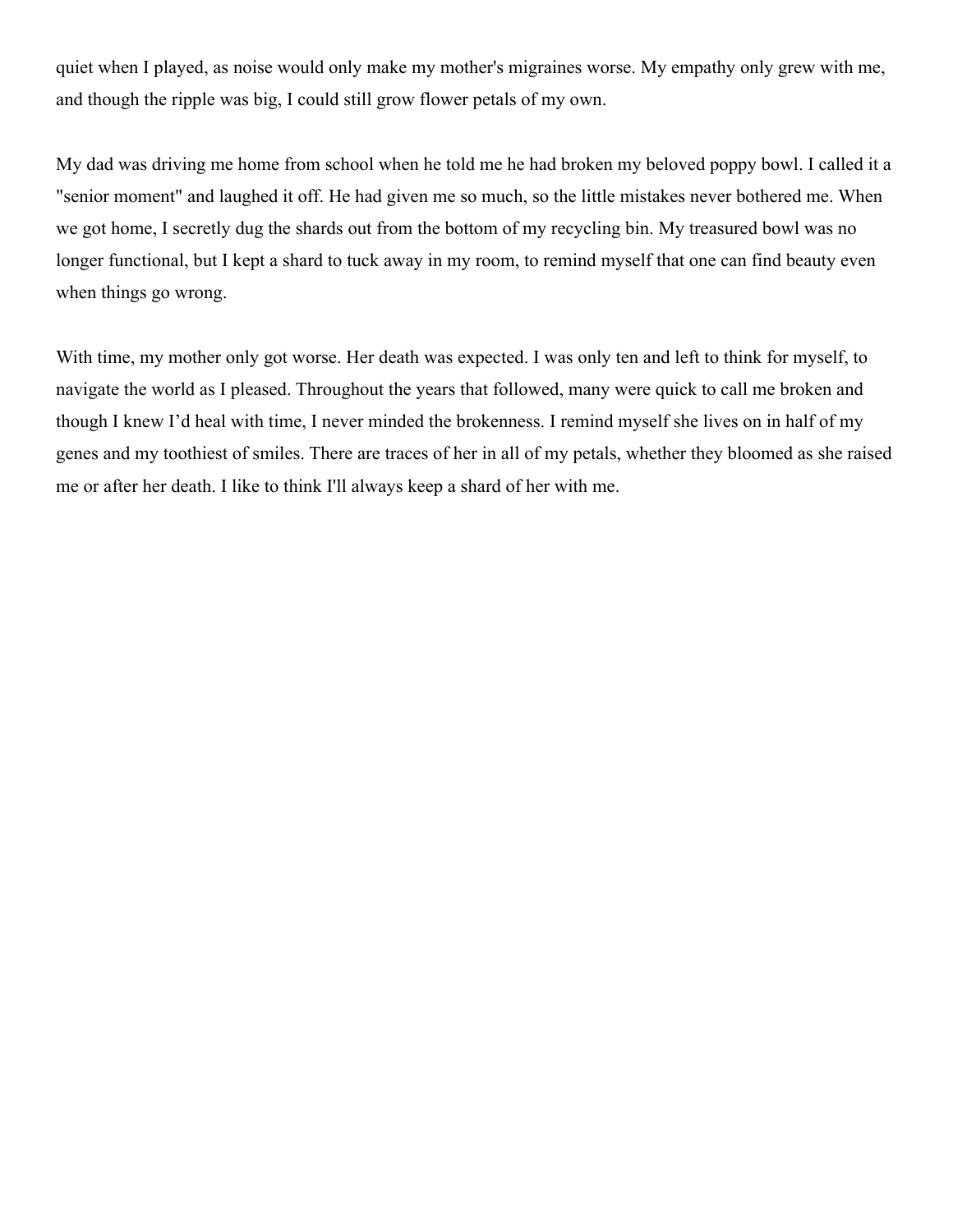quiet when I played, as noise would only make my mother's migraines worse. My empathy only grew with me, and though the ripple was big, I could still grow flower petals of my own.

My dad was driving me home from school when he told me he had broken my beloved poppy bowl. I called it a "senior moment" and laughed it off. He had given me so much, so the little mistakes never bothered me. When we got home, I secretly dug the shards out from the bottom of my recycling bin. My treasured bowl was no longer functional, but I kept a shard to tuck away in my room, to remind myself that one can find beauty even when things go wrong.

With time, my mother only got worse. Her death was expected. I was only ten and left to think for myself, to navigate the world as I pleased. Throughout the years that followed, many were quick to call me broken and though I knew I'd heal with time, I never minded the brokenness. I remind myself she lives on in half of my genes and my toothiest of smiles. There are traces of her in all of my petals, whether they bloomed as she raised me or after her death. I like to think I'll always keep a shard of her with me.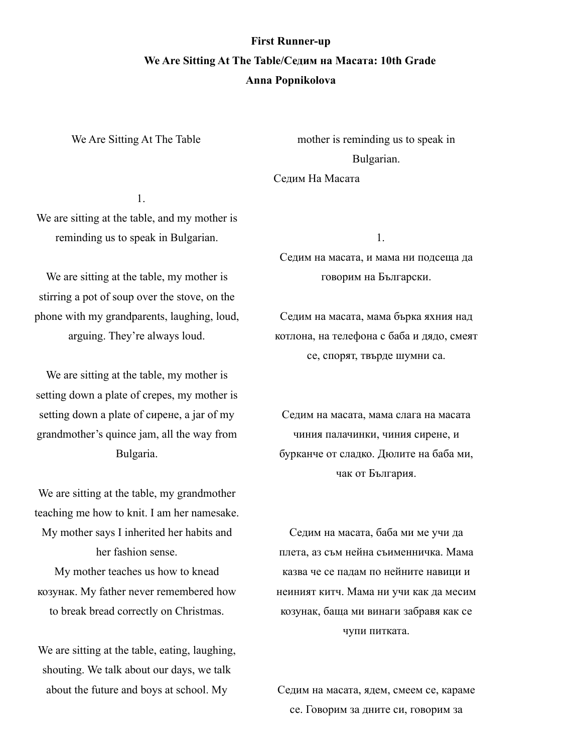**First Runner-up**

**We Are Sitting At The Table/Седим на Масата: 10th Grade**

**Anna Popnikolova**

We Are Sitting At The Table

1.

We are sitting at the table, and my mother is reminding us to speak in Bulgarian.

We are sitting at the table, my mother is stirring a pot of soup over the stove, on the phone with my grandparents, laughing, loud, arguing. They're always loud.

We are sitting at the table, my mother is setting down a plate of crepes, my mother is setting down a plate of сирене, a jar of my grandmother's quince jam, all the way from Bulgaria.

We are sitting at the table, my grandmother teaching me how to knit. I am her namesake. My mother says I inherited her habits and her fashion sense.

My mother teaches us how to knead козунак. My father never remembered how to break bread correctly on Christmas.

We are sitting at the table, eating, laughing, shouting. We talk about our days, we talk about the future and boys at school. My mother is reminding us to speak in Bulgarian.

Седим На Масата

1.

Седим на масата, и мама ни подсеща да говорим на Български.

Седим на масата, мама бърка яхния над котлона, на телефона с баба и дядо, смеят се, спорят, твърде шумни са.

Седим на масата, мама слага на масата чиния палачинки, чиния сирене, и бурканче от сладко. Дюлите на баба ми, чак от България.

Седим на масата, баба ми ме учи да плета, аз съм нейна съименничка. Мама казва че се падам по нейните навици и неиният китч. Мама ни учи как да месим козунак, баща ми винаги забравя как се чупи питката.

Седим на масата, ядем, смеем се, караме се. Говорим за дните си, говорим за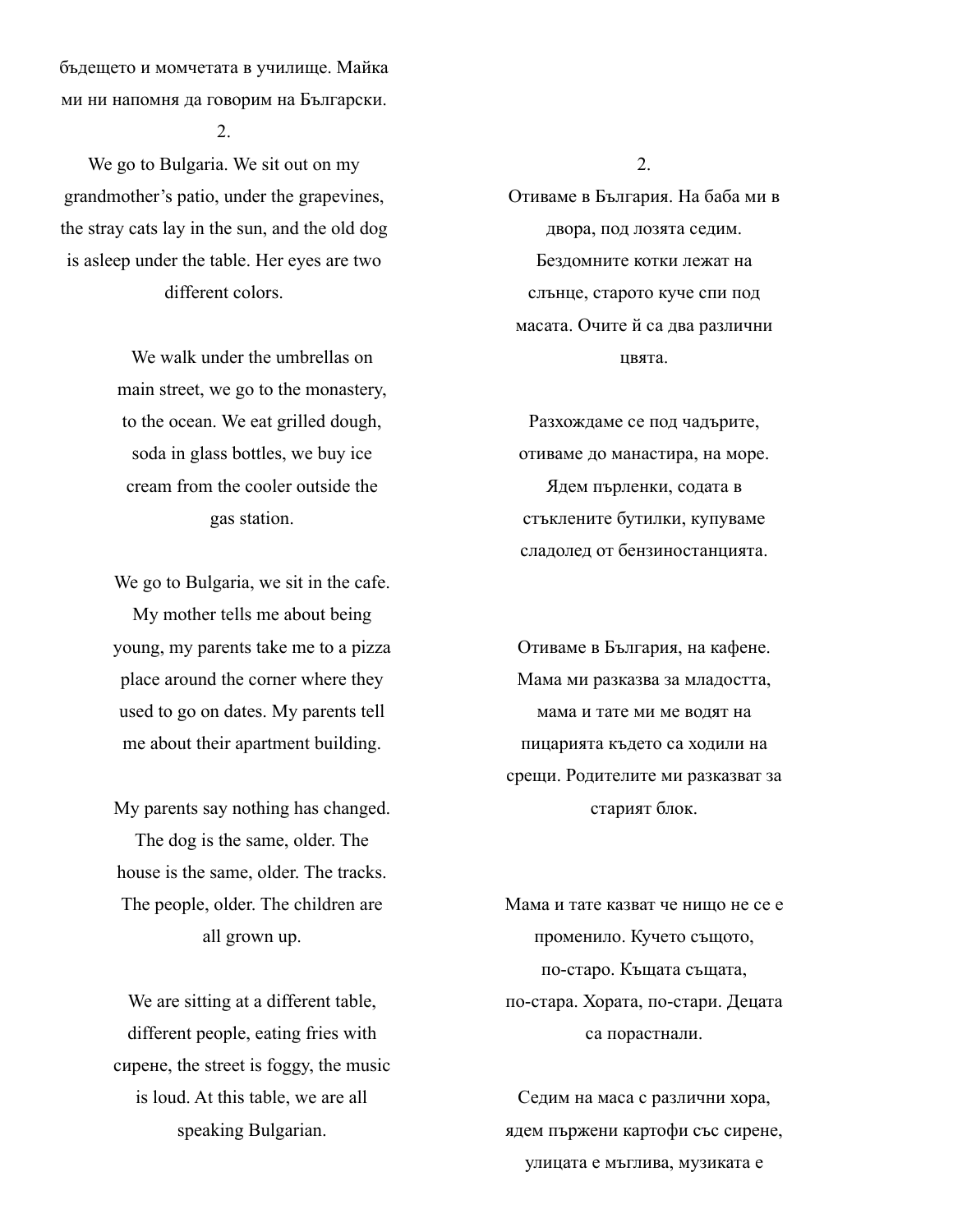бъдещето и момчетата в училище. Майка ми ни напомня да говорим на Български.

2.

We go to Bulgaria. We sit out on my grandmother's patio, under the grapevines, the stray cats lay in the sun, and the old dog is asleep under the table. Her eyes are two different colors.

We walk under the umbrellas on main street, we go to the monastery, to the ocean. We eat grilled dough, soda in glass bottles, we buy ice cream from the cooler outside the gas station.

We go to Bulgaria, we sit in the cafe. My mother tells me about being young, my parents take me to a pizza place around the corner where they used to go on dates. My parents tell me about their apartment building.

My parents say nothing has changed. The dog is the same, older. The house is the same, older. The tracks. The people, older. The children are all grown up.

We are sitting at a different table, different people, eating fries with сирене, the street is foggy, the music is loud. At this table, we are all speaking Bulgarian.

2.

Отиваме в България. На баба ми в двора, под лозята седим. Бездомните котки лежат на слънце, старото куче спи под масата. Очите й са два различни цвята.

Разхождаме се под чадърите, отиваме до манастира, на море. Ядем пърленки, содата в стъклените бутилки, купуваме сладолед от бензиностанцията.

Отиваме в България, на кафене. Мама ми разказва за младостта, мама и тате ми ме водят на пицарията където са ходили на срещи. Родителите ми разказват за старият блок.

Мама и тате казват че нищо не се е променило. Кучето същото, по-старо. Къщата същата, по-стара. Хората, по-стари. Децата са порастнали.

Седим на маса с различни хора, ядем пържени картофи със сирене, улицата е мъглива, музиката е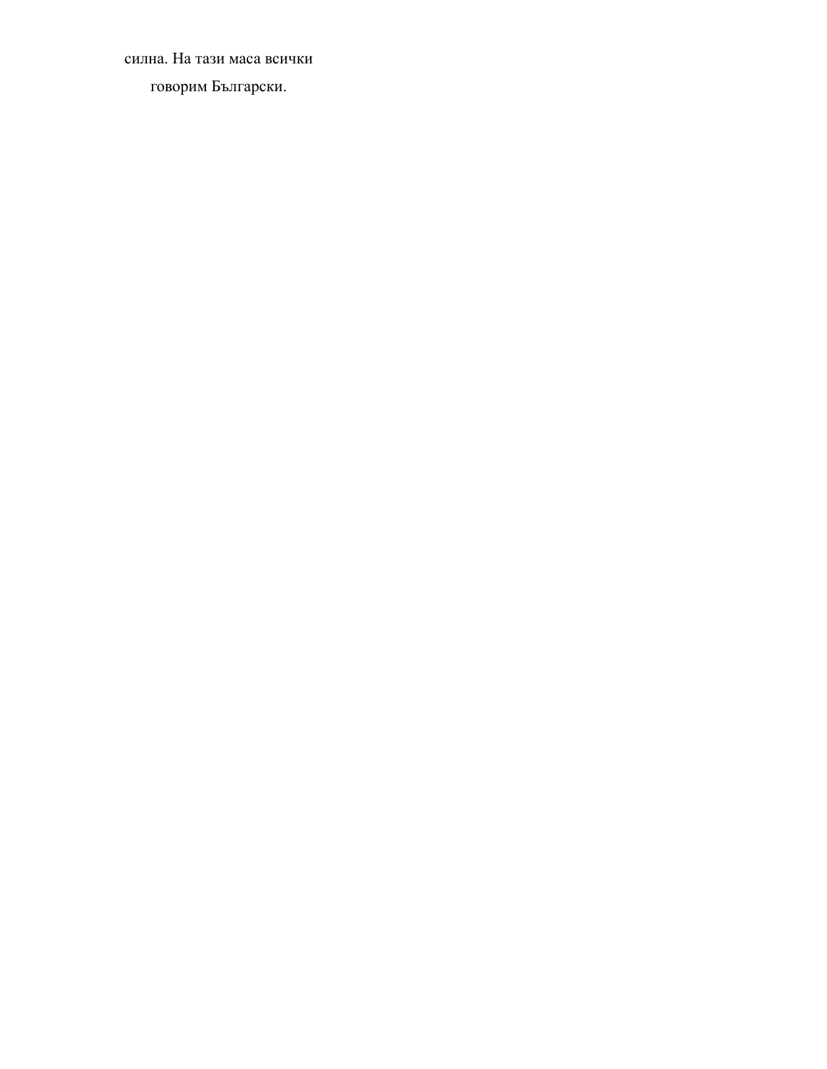силна. На тази маса всички

говорим Български.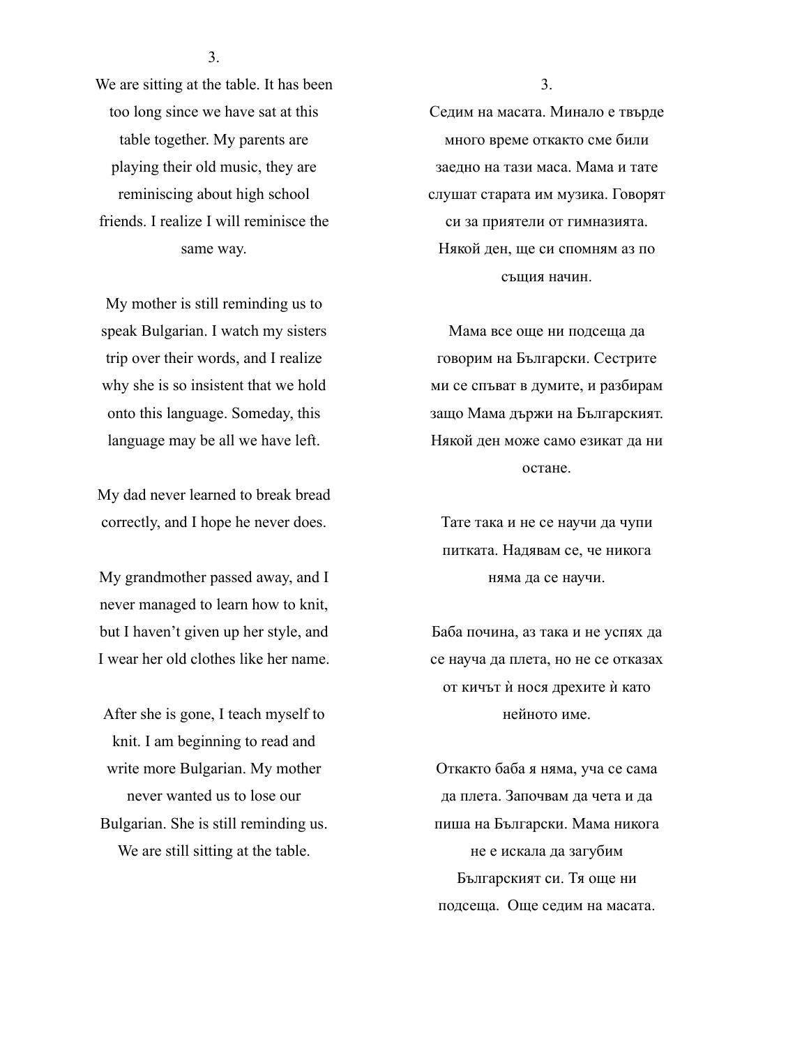3.

We are sitting at the table. It has been too long since we have sat at this table together. My parents are playing their old music, they are reminiscing about high school friends. I realize I will reminisce the same way.

My mother is still reminding us to speak Bulgarian. I watch my sisters trip over their words, and I realize why she is so insistent that we hold onto this language. Someday, this language may be all we have left.

My dad never learned to break bread correctly, and I hope he never does.

My grandmother passed away, and I never managed to learn how to knit, but I haven't given up her style, and I wear her old clothes like her name.

After she is gone, I teach myself to knit. I am beginning to read and write more Bulgarian. My mother never wanted us to lose our Bulgarian. She is still reminding us. We are still sitting at the table.

3.

Седим на масата. Минало е твърде много време откакто сме били заедно на тази маса. Мама и тате слушат старата им музика. Говорят си за приятели от гимназията. Някой ден, ще си спомням аз по същия начин.

Мама все още ни подсеща да говорим на Български. Сестрите ми се спъват в думите, и разбирам защо Мама държи на Българският. Някой ден може само езикат да ни остане.

Тате така и не се научи да чупи питката. Надявам се, че никога няма да се научи.

Баба почина, аз така и не успях да се науча да плета, но не се отказах от кичът ѝ нося дрехите ѝ като нейното име.

Откакто баба я няма, уча се сама да плета. Започвам да чета и да пиша на Български. Мама никога не е искала да загубим Българският си. Тя още ни подсеща. Още седим на масата.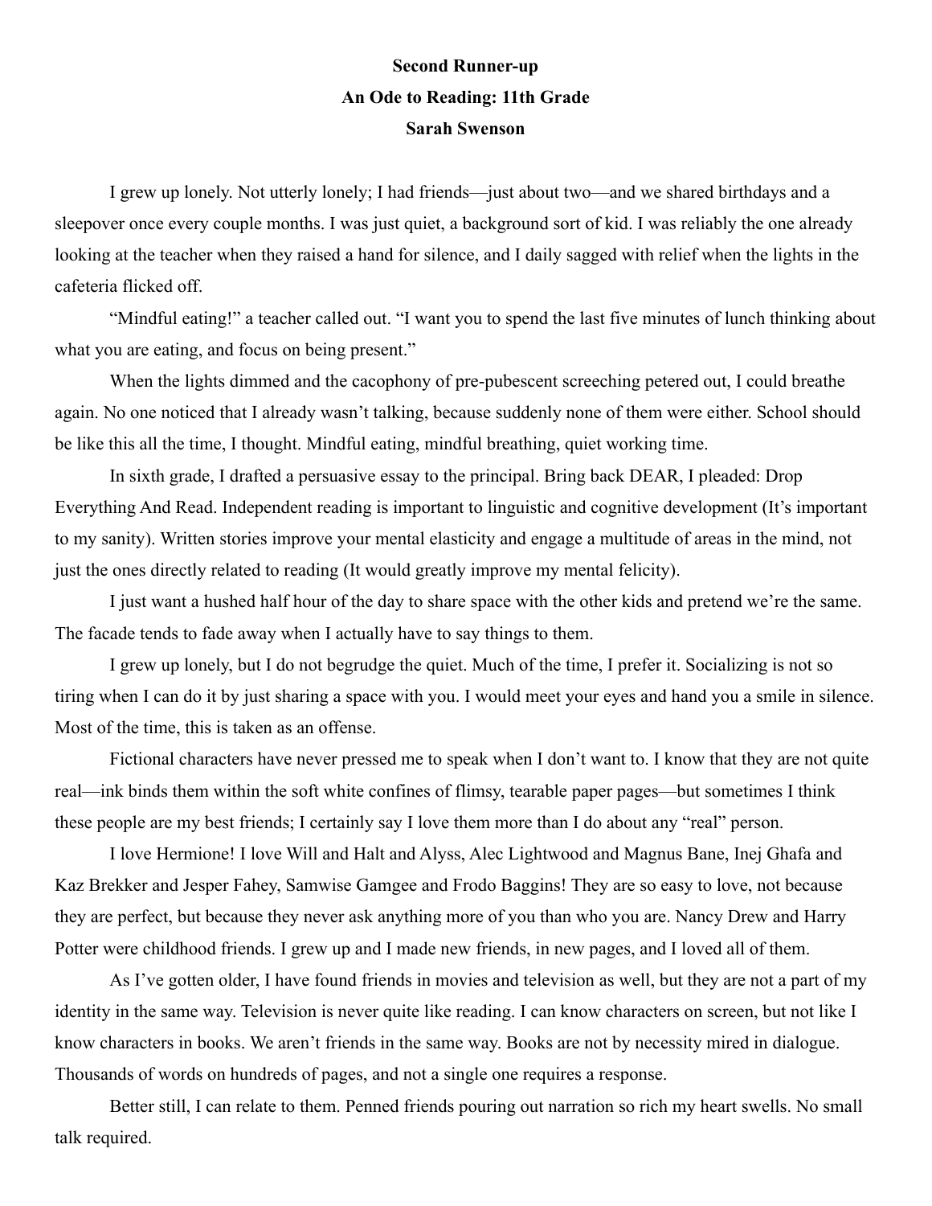**Second Runner-up**

**An Ode to Reading: 11th Grade**

**Sarah Swenson**

I grew up lonely. Not utterly lonely; I had friends—just about two—and we shared birthdays and a sleepover once every couple months. I was just quiet, a background sort of kid. I was reliably the one already looking at the teacher when they raised a hand for silence, and I daily sagged with relief when the lights in the cafeteria flicked off.

"Mindful eating!" a teacher called out. "I want you to spend the last five minutes of lunch thinking about what you are eating, and focus on being present."

When the lights dimmed and the cacophony of pre-pubescent screeching petered out, I could breathe again. No one noticed that I already wasn't talking, because suddenly none of them were either. School should be like this all the time, I thought. Mindful eating, mindful breathing, quiet working time.

In sixth grade, I drafted a persuasive essay to the principal. Bring back DEAR, I pleaded: Drop Everything And Read. Independent reading is important to linguistic and cognitive development (It's important to my sanity). Written stories improve your mental elasticity and engage a multitude of areas in the mind, not just the ones directly related to reading (It would greatly improve my mental felicity).

I just want a hushed half hour of the day to share space with the other kids and pretend we're the same. The facade tends to fade away when I actually have to say things to them.

I grew up lonely, but I do not begrudge the quiet. Much of the time, I prefer it. Socializing is not so tiring when I can do it by just sharing a space with you. I would meet your eyes and hand you a smile in silence. Most of the time, this is taken as an offense.

Fictional characters have never pressed me to speak when I don't want to. I know that they are not quite real—ink binds them within the soft white confines of flimsy, tearable paper pages—but sometimes I think these people are my best friends; I certainly say I love them more than I do about any "real" person.

I love Hermione! I love Will and Halt and Alyss, Alec Lightwood and Magnus Bane, Inej Ghafa and Kaz Brekker and Jesper Fahey, Samwise Gamgee and Frodo Baggins! They are so easy to love, not because they are perfect, but because they never ask anything more of you than who you are. Nancy Drew and Harry Potter were childhood friends. I grew up and I made new friends, in new pages, and I loved all of them.

As I've gotten older, I have found friends in movies and television as well, but they are not a part of my identity in the same way. Television is never quite like reading. I can know characters on screen, but not like I know characters in books. We aren't friends in the same way. Books are not by necessity mired in dialogue. Thousands of words on hundreds of pages, and not a single one requires a response.

Better still, I can relate to them. Penned friends pouring out narration so rich my heart swells. No small talk required.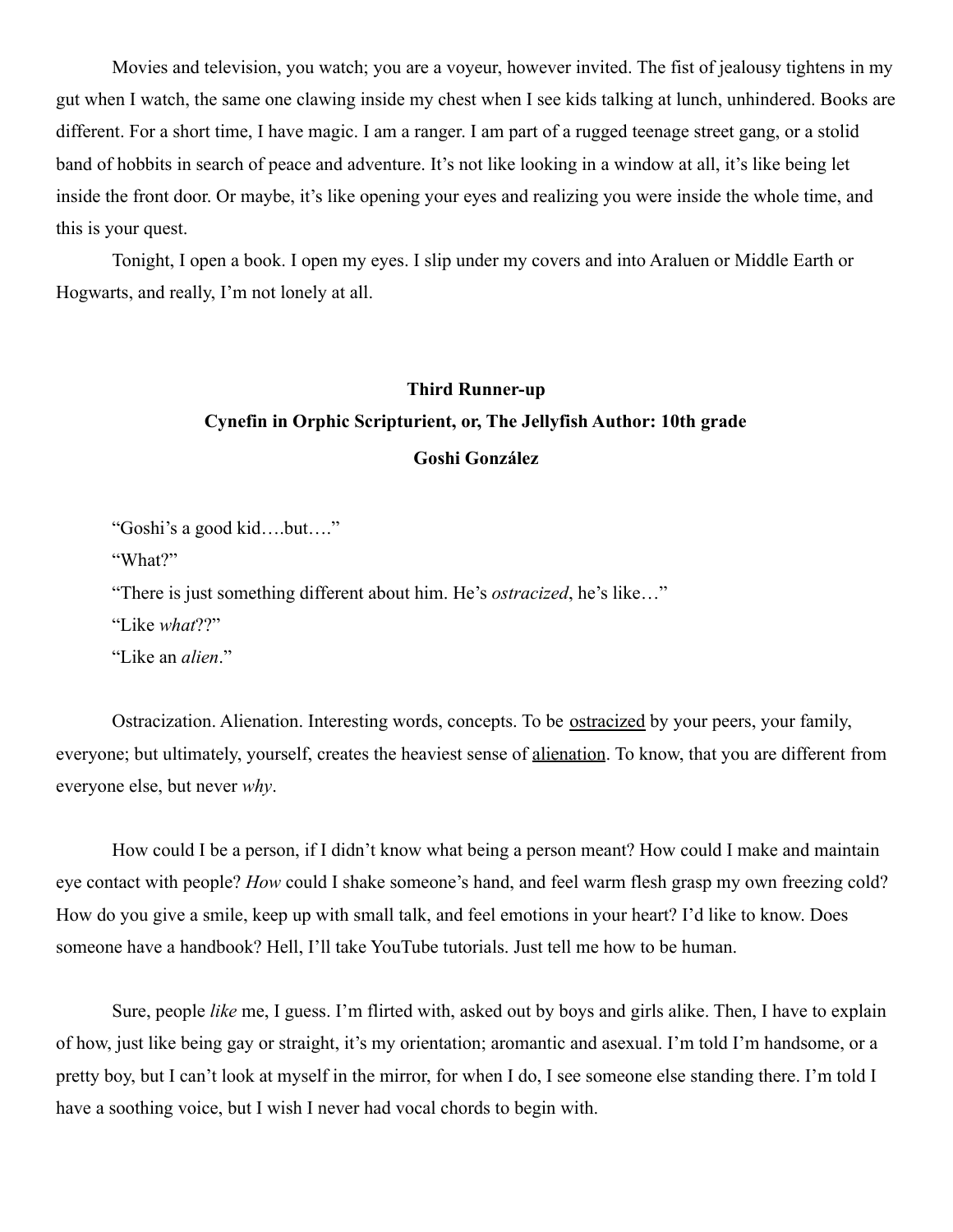Movies and television, you watch; you are a voyeur, however invited. The fist of jealousy tightens in my gut when I watch, the same one clawing inside my chest when I see kids talking at lunch, unhindered. Books are different. For a short time, I have magic. I am a ranger. I am part of a rugged teenage street gang, or a stolid band of hobbits in search of peace and adventure. It's not like looking in a window at all, it's like being let inside the front door. Or maybe, it's like opening your eyes and realizing you were inside the whole time, and this is your quest.

Tonight, I open a book. I open my eyes. I slip under my covers and into Araluen or Middle Earth or Hogwarts, and really, I'm not lonely at all.

## Third Runner-up

### Cynefin in Orphic Scripturient, or, The Jellyfish Author: 10th grade

**Goshi González**

"Goshi's a good kid….but…."

"What?"

"There is just something different about him. He's *ostracized*, he's like…"

"Like *what*??"

"Like an *alien*."

Ostracization. Alienation. Interesting words, concepts. To be <u>ostracized</u> by your peers, your family, everyone; but ultimately, yourself, creates the heaviest sense of <u>alienation</u>. To know, that you are different from everyone else, but never *why*.

How could I be a person, if I didn't know what being a person meant? How could I make and maintain eye contact with people? *How* could I shake someone's hand, and feel warm flesh grasp my own freezing cold? How do you give a smile, keep up with small talk, and feel emotions in your heart? I'd like to know. Does someone have a handbook? Hell, I'll take YouTube tutorials. Just tell me how to be human.

Sure, people *like* me, I guess. I'm flirted with, asked out by boys and girls alike. Then, I have to explain of how, just like being gay or straight, it's my orientation; aromantic and asexual. I'm told I'm handsome, or a pretty boy, but I can't look at myself in the mirror, for when I do, I see someone else standing there. I'm told I have a soothing voice, but I wish I never had vocal chords to begin with.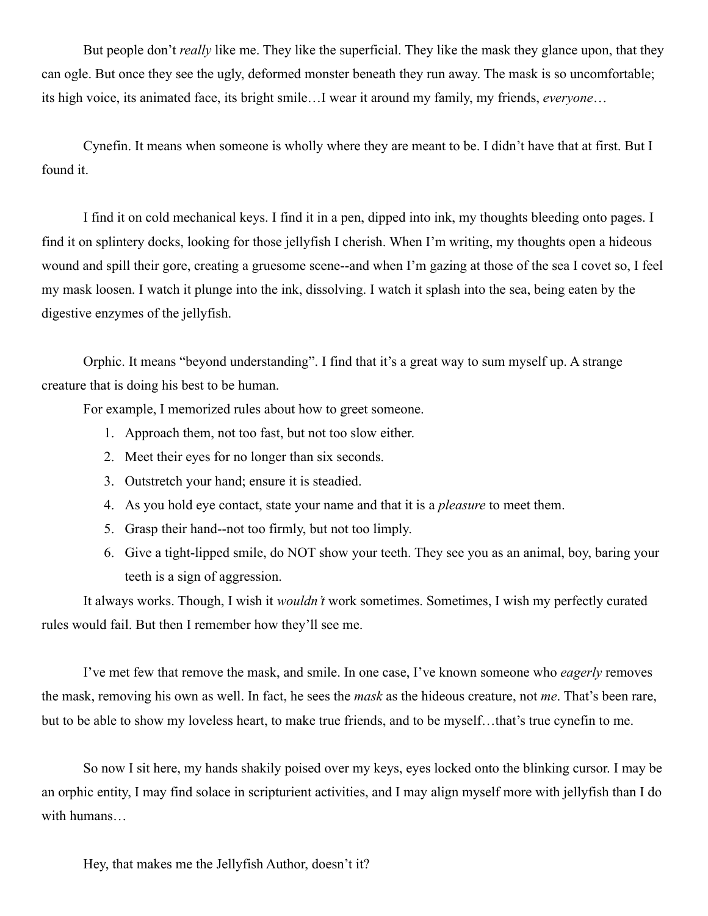But people don't *really* like me. They like the superficial. They like the mask they glance upon, that they can ogle. But once they see the ugly, deformed monster beneath they run away. The mask is so uncomfortable; its high voice, its animated face, its bright smile…I wear it around my family, my friends, *everyone*…

Cynefin. It means when someone is wholly where they are meant to be. I didn't have that at first. But I found it.

I find it on cold mechanical keys. I find it in a pen, dipped into ink, my thoughts bleeding onto pages. I find it on splintery docks, looking for those jellyfish I cherish. When I'm writing, my thoughts open a hideous wound and spill their gore, creating a gruesome scene--and when I'm gazing at those of the sea I covet so, I feel my mask loosen. I watch it plunge into the ink, dissolving. I watch it splash into the sea, being eaten by the digestive enzymes of the jellyfish.

Orphic. It means "beyond understanding". I find that it's a great way to sum myself up. A strange creature that is doing his best to be human.

For example, I memorized rules about how to greet someone.

1. Approach them, not too fast, but not too slow either.
2. Meet their eyes for no longer than six seconds.
3. Outstretch your hand; ensure it is steadied.
4. As you hold eye contact, state your name and that it is a *pleasure* to meet them.
5. Grasp their hand--not too firmly, but not too limply.
6. Give a tight-lipped smile, do NOT show your teeth. They see you as an animal, boy, baring your teeth is a sign of aggression.

It always works. Though, I wish it *wouldn't* work sometimes. Sometimes, I wish my perfectly curated rules would fail. But then I remember how they'll see me.

I've met few that remove the mask, and smile. In one case, I've known someone who *eagerly* removes the mask, removing his own as well. In fact, he sees the *mask* as the hideous creature, not *me*. That's been rare, but to be able to show my loveless heart, to make true friends, and to be myself…that's true cynefin to me.

So now I sit here, my hands shakily poised over my keys, eyes locked onto the blinking cursor. I may be an orphic entity, I may find solace in scripturient activities, and I may align myself more with jellyfish than I do with humans…

Hey, that makes me the Jellyfish Author, doesn't it?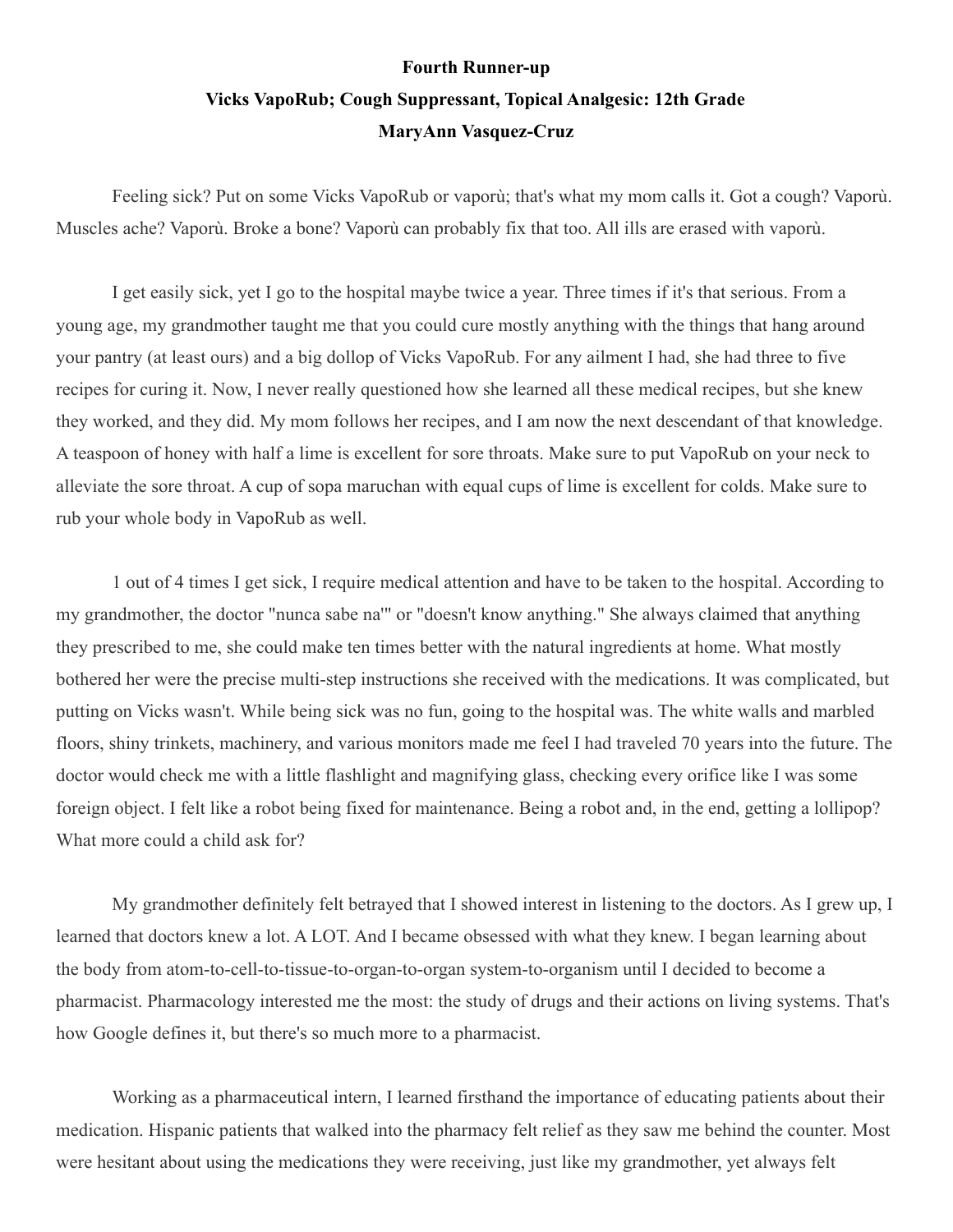**Fourth Runner-up**

**Vicks VapoRub; Cough Suppressant, Topical Analgesic: 12th Grade**

**MaryAnn Vasquez-Cruz**

Feeling sick? Put on some Vicks VapoRub or vaporù; that's what my mom calls it. Got a cough? Vaporù. Muscles ache? Vaporù. Broke a bone? Vaporù can probably fix that too. All ills are erased with vaporù.

I get easily sick, yet I go to the hospital maybe twice a year. Three times if it's that serious. From a young age, my grandmother taught me that you could cure mostly anything with the things that hang around your pantry (at least ours) and a big dollop of Vicks VapoRub. For any ailment I had, she had three to five recipes for curing it. Now, I never really questioned how she learned all these medical recipes, but she knew they worked, and they did. My mom follows her recipes, and I am now the next descendant of that knowledge. A teaspoon of honey with half a lime is excellent for sore throats. Make sure to put VapoRub on your neck to alleviate the sore throat. A cup of sopa maruchan with equal cups of lime is excellent for colds. Make sure to rub your whole body in VapoRub as well.

1 out of 4 times I get sick, I require medical attention and have to be taken to the hospital. According to my grandmother, the doctor "nunca sabe na'" or "doesn't know anything." She always claimed that anything they prescribed to me, she could make ten times better with the natural ingredients at home. What mostly bothered her were the precise multi-step instructions she received with the medications. It was complicated, but putting on Vicks wasn't. While being sick was no fun, going to the hospital was. The white walls and marbled floors, shiny trinkets, machinery, and various monitors made me feel I had traveled 70 years into the future. The doctor would check me with a little flashlight and magnifying glass, checking every orifice like I was some foreign object. I felt like a robot being fixed for maintenance. Being a robot and, in the end, getting a lollipop? What more could a child ask for?

My grandmother definitely felt betrayed that I showed interest in listening to the doctors. As I grew up, I learned that doctors knew a lot. A LOT. And I became obsessed with what they knew. I began learning about the body from atom-to-cell-to-tissue-to-organ-to-organ system-to-organism until I decided to become a pharmacist. Pharmacology interested me the most: the study of drugs and their actions on living systems. That's how Google defines it, but there's so much more to a pharmacist.

Working as a pharmaceutical intern, I learned firsthand the importance of educating patients about their medication. Hispanic patients that walked into the pharmacy felt relief as they saw me behind the counter. Most were hesitant about using the medications they were receiving, just like my grandmother, yet always felt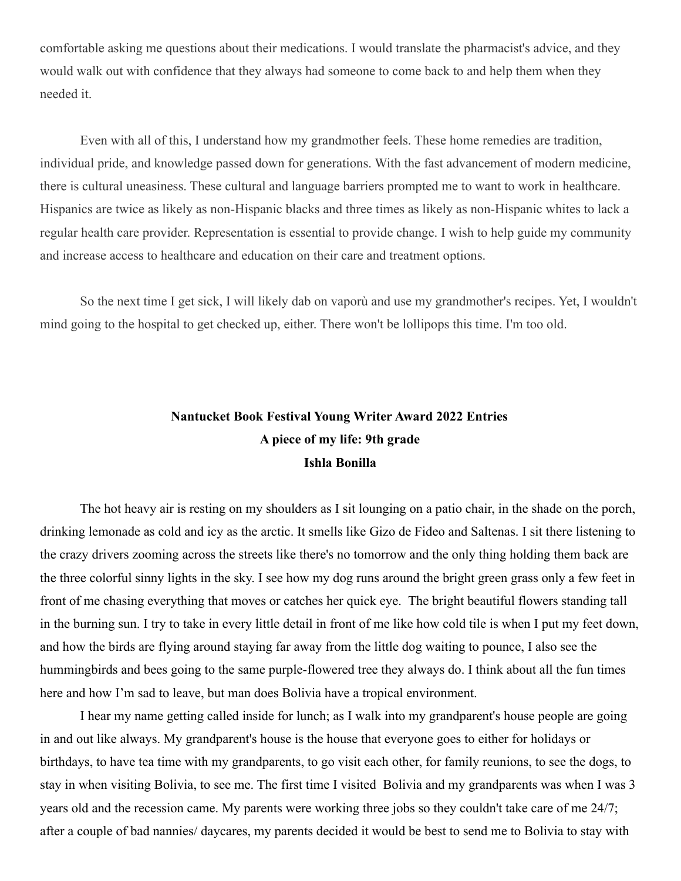comfortable asking me questions about their medications. I would translate the pharmacist's advice, and they would walk out with confidence that they always had someone to come back to and help them when they needed it.

Even with all of this, I understand how my grandmother feels. These home remedies are tradition, individual pride, and knowledge passed down for generations. With the fast advancement of modern medicine, there is cultural uneasiness. These cultural and language barriers prompted me to want to work in healthcare. Hispanics are twice as likely as non-Hispanic blacks and three times as likely as non-Hispanic whites to lack a regular health care provider. Representation is essential to provide change. I wish to help guide my community and increase access to healthcare and education on their care and treatment options.

So the next time I get sick, I will likely dab on vaporù and use my grandmother's recipes. Yet, I wouldn't mind going to the hospital to get checked up, either. There won't be lollipops this time. I'm too old.

**Nantucket Book Festival Young Writer Award 2022 Entries**
**A piece of my life: 9th grade**
**Ishla Bonilla**

The hot heavy air is resting on my shoulders as I sit lounging on a patio chair, in the shade on the porch, drinking lemonade as cold and icy as the arctic. It smells like Gizo de Fideo and Saltenas. I sit there listening to the crazy drivers zooming across the streets like there's no tomorrow and the only thing holding them back are the three colorful sinny lights in the sky. I see how my dog runs around the bright green grass only a few feet in front of me chasing everything that moves or catches her quick eye. The bright beautiful flowers standing tall in the burning sun. I try to take in every little detail in front of me like how cold tile is when I put my feet down, and how the birds are flying around staying far away from the little dog waiting to pounce, I also see the hummingbirds and bees going to the same purple-flowered tree they always do. I think about all the fun times here and how I'm sad to leave, but man does Bolivia have a tropical environment.

I hear my name getting called inside for lunch; as I walk into my grandparent's house people are going in and out like always. My grandparent's house is the house that everyone goes to either for holidays or birthdays, to have tea time with my grandparents, to go visit each other, for family reunions, to see the dogs, to stay in when visiting Bolivia, to see me. The first time I visited Bolivia and my grandparents was when I was 3 years old and the recession came. My parents were working three jobs so they couldn't take care of me 24/7; after a couple of bad nannies/ daycares, my parents decided it would be best to send me to Bolivia to stay with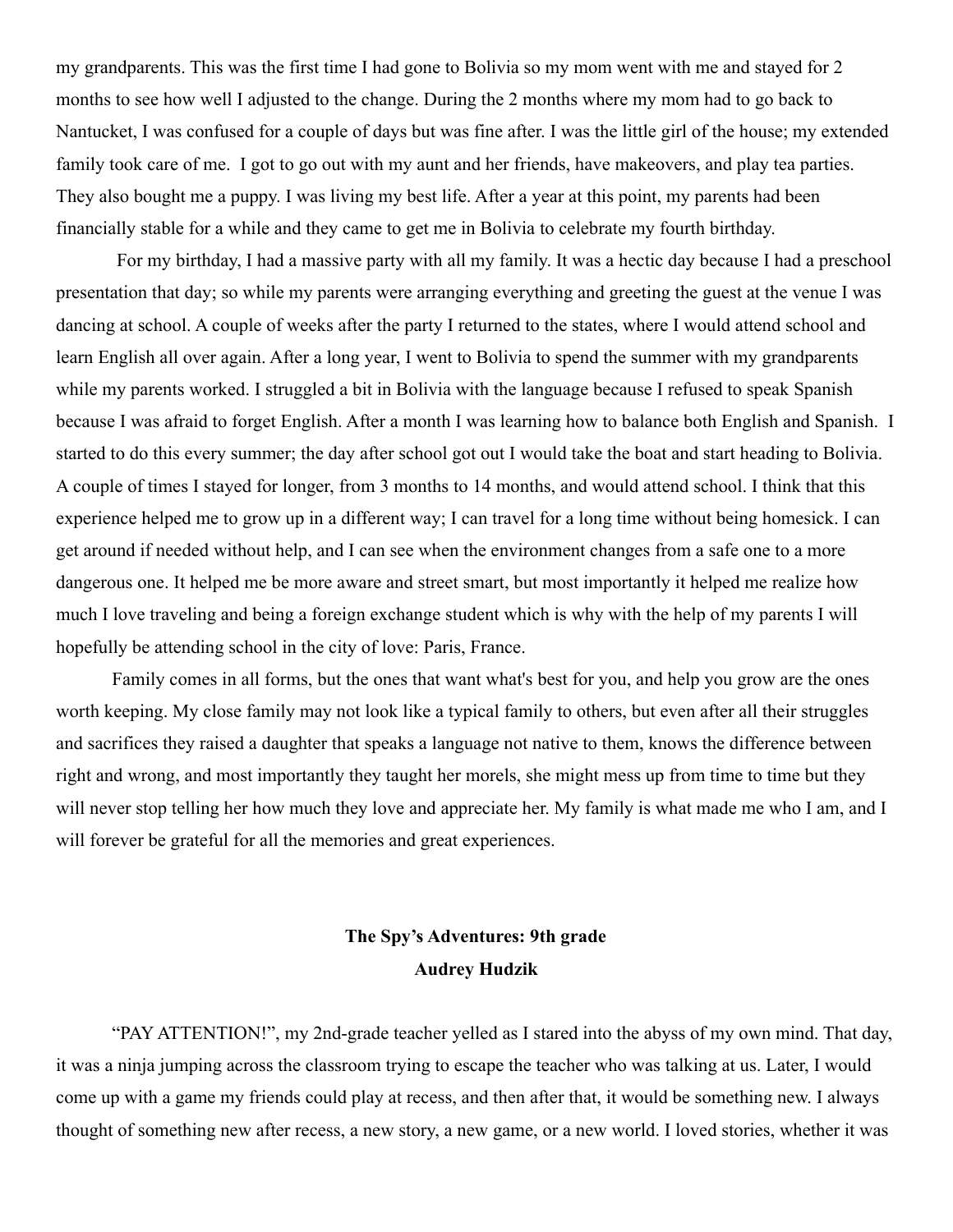my grandparents. This was the first time I had gone to Bolivia so my mom went with me and stayed for 2 months to see how well I adjusted to the change. During the 2 months where my mom had to go back to Nantucket, I was confused for a couple of days but was fine after. I was the little girl of the house; my extended family took care of me. I got to go out with my aunt and her friends, have makeovers, and play tea parties. They also bought me a puppy. I was living my best life. After a year at this point, my parents had been financially stable for a while and they came to get me in Bolivia to celebrate my fourth birthday.

For my birthday, I had a massive party with all my family. It was a hectic day because I had a preschool presentation that day; so while my parents were arranging everything and greeting the guest at the venue I was dancing at school. A couple of weeks after the party I returned to the states, where I would attend school and learn English all over again. After a long year, I went to Bolivia to spend the summer with my grandparents while my parents worked. I struggled a bit in Bolivia with the language because I refused to speak Spanish because I was afraid to forget English. After a month I was learning how to balance both English and Spanish. I started to do this every summer; the day after school got out I would take the boat and start heading to Bolivia. A couple of times I stayed for longer, from 3 months to 14 months, and would attend school. I think that this experience helped me to grow up in a different way; I can travel for a long time without being homesick. I can get around if needed without help, and I can see when the environment changes from a safe one to a more dangerous one. It helped me be more aware and street smart, but most importantly it helped me realize how much I love traveling and being a foreign exchange student which is why with the help of my parents I will hopefully be attending school in the city of love: Paris, France.

Family comes in all forms, but the ones that want what's best for you, and help you grow are the ones worth keeping. My close family may not look like a typical family to others, but even after all their struggles and sacrifices they raised a daughter that speaks a language not native to them, knows the difference between right and wrong, and most importantly they taught her morels, she might mess up from time to time but they will never stop telling her how much they love and appreciate her. My family is what made me who I am, and I will forever be grateful for all the memories and great experiences.

## The Spy's Adventures: 9th grade
**Audrey Hudzik**

"PAY ATTENTION!", my 2nd-grade teacher yelled as I stared into the abyss of my own mind. That day, it was a ninja jumping across the classroom trying to escape the teacher who was talking at us. Later, I would come up with a game my friends could play at recess, and then after that, it would be something new. I always thought of something new after recess, a new story, a new game, or a new world. I loved stories, whether it was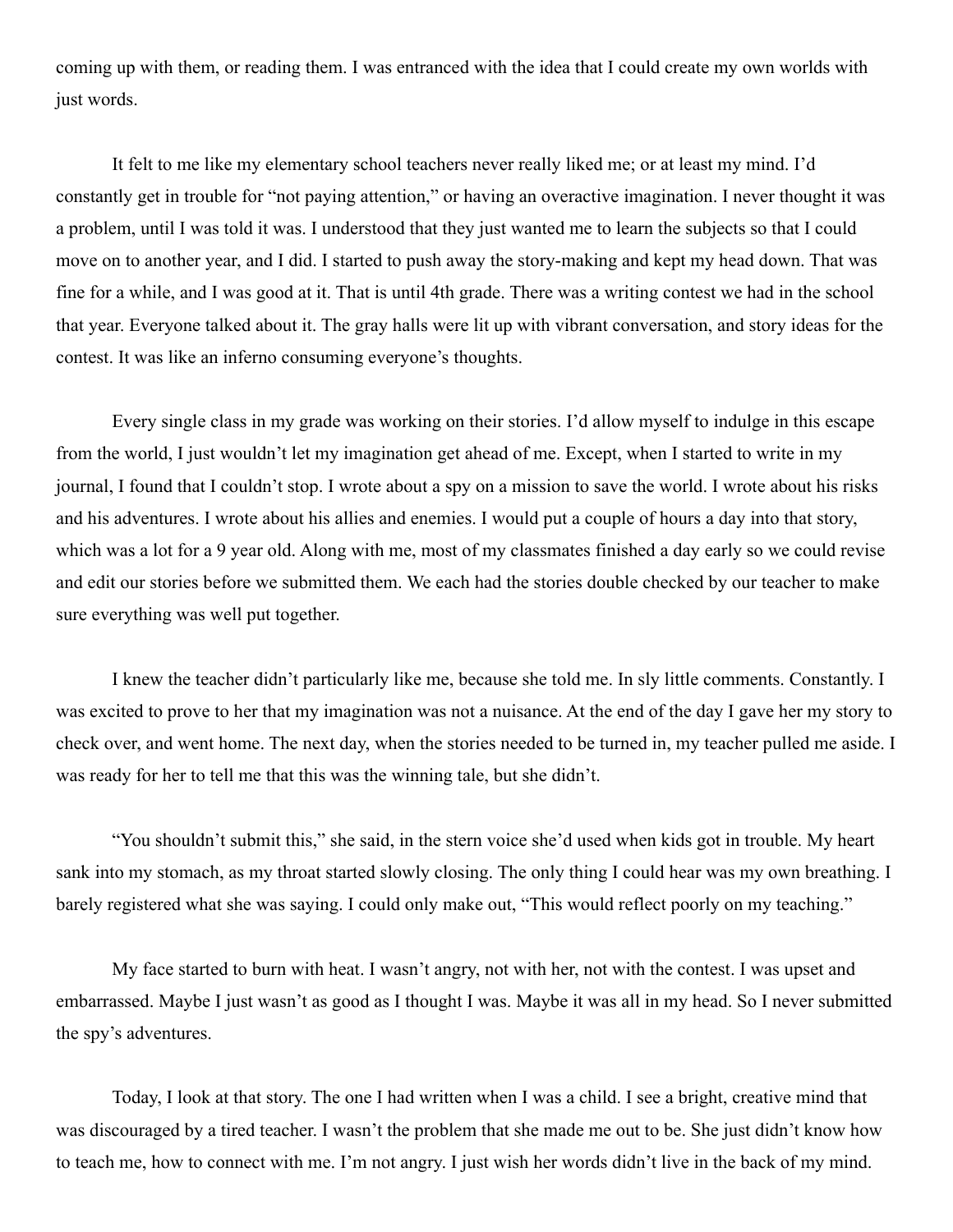coming up with them, or reading them. I was entranced with the idea that I could create my own worlds with just words.

It felt to me like my elementary school teachers never really liked me; or at least my mind. I'd constantly get in trouble for "not paying attention," or having an overactive imagination. I never thought it was a problem, until I was told it was. I understood that they just wanted me to learn the subjects so that I could move on to another year, and I did. I started to push away the story-making and kept my head down. That was fine for a while, and I was good at it. That is until 4th grade. There was a writing contest we had in the school that year. Everyone talked about it. The gray halls were lit up with vibrant conversation, and story ideas for the contest. It was like an inferno consuming everyone's thoughts.

Every single class in my grade was working on their stories. I'd allow myself to indulge in this escape from the world, I just wouldn't let my imagination get ahead of me. Except, when I started to write in my journal, I found that I couldn't stop. I wrote about a spy on a mission to save the world. I wrote about his risks and his adventures. I wrote about his allies and enemies. I would put a couple of hours a day into that story, which was a lot for a 9 year old. Along with me, most of my classmates finished a day early so we could revise and edit our stories before we submitted them. We each had the stories double checked by our teacher to make sure everything was well put together.

I knew the teacher didn't particularly like me, because she told me. In sly little comments. Constantly. I was excited to prove to her that my imagination was not a nuisance. At the end of the day I gave her my story to check over, and went home. The next day, when the stories needed to be turned in, my teacher pulled me aside. I was ready for her to tell me that this was the winning tale, but she didn't.

"You shouldn't submit this," she said, in the stern voice she'd used when kids got in trouble. My heart sank into my stomach, as my throat started slowly closing. The only thing I could hear was my own breathing. I barely registered what she was saying. I could only make out, "This would reflect poorly on my teaching."

My face started to burn with heat. I wasn't angry, not with her, not with the contest. I was upset and embarrassed. Maybe I just wasn't as good as I thought I was. Maybe it was all in my head. So I never submitted the spy's adventures.

Today, I look at that story. The one I had written when I was a child. I see a bright, creative mind that was discouraged by a tired teacher. I wasn't the problem that she made me out to be. She just didn't know how to teach me, how to connect with me. I'm not angry. I just wish her words didn't live in the back of my mind.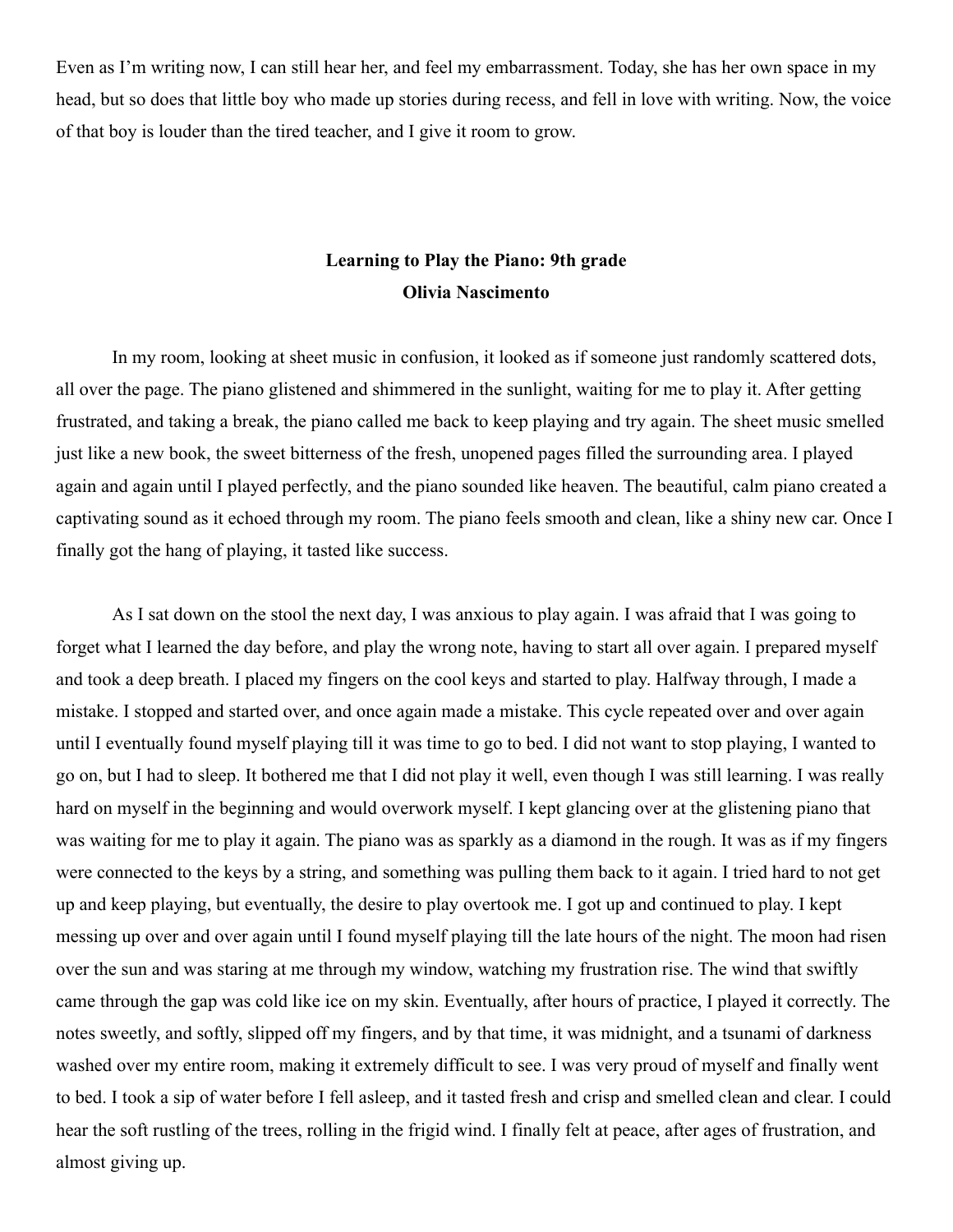Even as I'm writing now, I can still hear her, and feel my embarrassment. Today, she has her own space in my head, but so does that little boy who made up stories during recess, and fell in love with writing. Now, the voice of that boy is louder than the tired teacher, and I give it room to grow.

## Learning to Play the Piano: 9th grade

**Olivia Nascimento**

In my room, looking at sheet music in confusion, it looked as if someone just randomly scattered dots, all over the page. The piano glistened and shimmered in the sunlight, waiting for me to play it. After getting frustrated, and taking a break, the piano called me back to keep playing and try again. The sheet music smelled just like a new book, the sweet bitterness of the fresh, unopened pages filled the surrounding area. I played again and again until I played perfectly, and the piano sounded like heaven. The beautiful, calm piano created a captivating sound as it echoed through my room. The piano feels smooth and clean, like a shiny new car. Once I finally got the hang of playing, it tasted like success.

As I sat down on the stool the next day, I was anxious to play again. I was afraid that I was going to forget what I learned the day before, and play the wrong note, having to start all over again. I prepared myself and took a deep breath. I placed my fingers on the cool keys and started to play. Halfway through, I made a mistake. I stopped and started over, and once again made a mistake. This cycle repeated over and over again until I eventually found myself playing till it was time to go to bed. I did not want to stop playing, I wanted to go on, but I had to sleep. It bothered me that I did not play it well, even though I was still learning. I was really hard on myself in the beginning and would overwork myself. I kept glancing over at the glistening piano that was waiting for me to play it again. The piano was as sparkly as a diamond in the rough. It was as if my fingers were connected to the keys by a string, and something was pulling them back to it again. I tried hard to not get up and keep playing, but eventually, the desire to play overtook me. I got up and continued to play. I kept messing up over and over again until I found myself playing till the late hours of the night. The moon had risen over the sun and was staring at me through my window, watching my frustration rise. The wind that swiftly came through the gap was cold like ice on my skin. Eventually, after hours of practice, I played it correctly. The notes sweetly, and softly, slipped off my fingers, and by that time, it was midnight, and a tsunami of darkness washed over my entire room, making it extremely difficult to see. I was very proud of myself and finally went to bed. I took a sip of water before I fell asleep, and it tasted fresh and crisp and smelled clean and clear. I could hear the soft rustling of the trees, rolling in the frigid wind. I finally felt at peace, after ages of frustration, and almost giving up.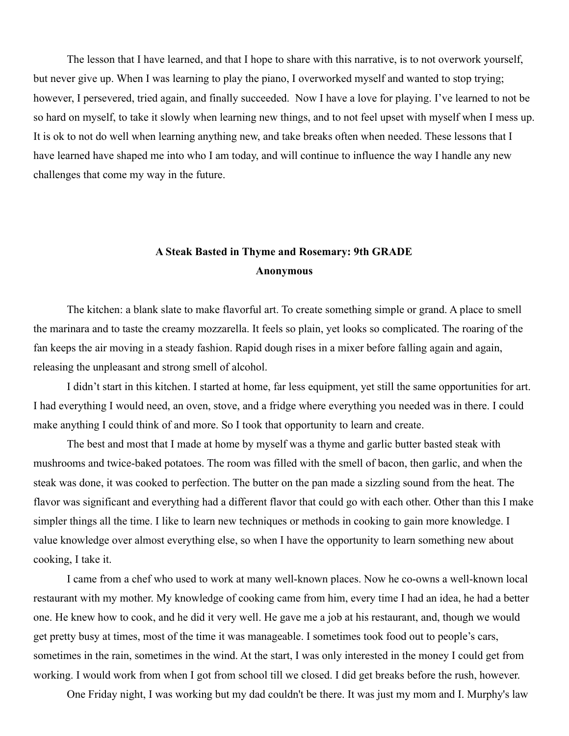The lesson that I have learned, and that I hope to share with this narrative, is to not overwork yourself, but never give up. When I was learning to play the piano, I overworked myself and wanted to stop trying; however, I persevered, tried again, and finally succeeded. Now I have a love for playing. I've learned to not be so hard on myself, to take it slowly when learning new things, and to not feel upset with myself when I mess up. It is ok to not do well when learning anything new, and take breaks often when needed. These lessons that I have learned have shaped me into who I am today, and will continue to influence the way I handle any new challenges that come my way in the future.

## A Steak Basted in Thyme and Rosemary: 9th GRADE

**Anonymous**

The kitchen: a blank slate to make flavorful art. To create something simple or grand. A place to smell the marinara and to taste the creamy mozzarella. It feels so plain, yet looks so complicated. The roaring of the fan keeps the air moving in a steady fashion. Rapid dough rises in a mixer before falling again and again, releasing the unpleasant and strong smell of alcohol.

I didn't start in this kitchen. I started at home, far less equipment, yet still the same opportunities for art. I had everything I would need, an oven, stove, and a fridge where everything you needed was in there. I could make anything I could think of and more. So I took that opportunity to learn and create.

The best and most that I made at home by myself was a thyme and garlic butter basted steak with mushrooms and twice-baked potatoes. The room was filled with the smell of bacon, then garlic, and when the steak was done, it was cooked to perfection. The butter on the pan made a sizzling sound from the heat. The flavor was significant and everything had a different flavor that could go with each other. Other than this I make simpler things all the time. I like to learn new techniques or methods in cooking to gain more knowledge. I value knowledge over almost everything else, so when I have the opportunity to learn something new about cooking, I take it.

I came from a chef who used to work at many well-known places. Now he co-owns a well-known local restaurant with my mother. My knowledge of cooking came from him, every time I had an idea, he had a better one. He knew how to cook, and he did it very well. He gave me a job at his restaurant, and, though we would get pretty busy at times, most of the time it was manageable. I sometimes took food out to people's cars, sometimes in the rain, sometimes in the wind. At the start, I was only interested in the money I could get from working. I would work from when I got from school till we closed. I did get breaks before the rush, however.

One Friday night, I was working but my dad couldn't be there. It was just my mom and I. Murphy's law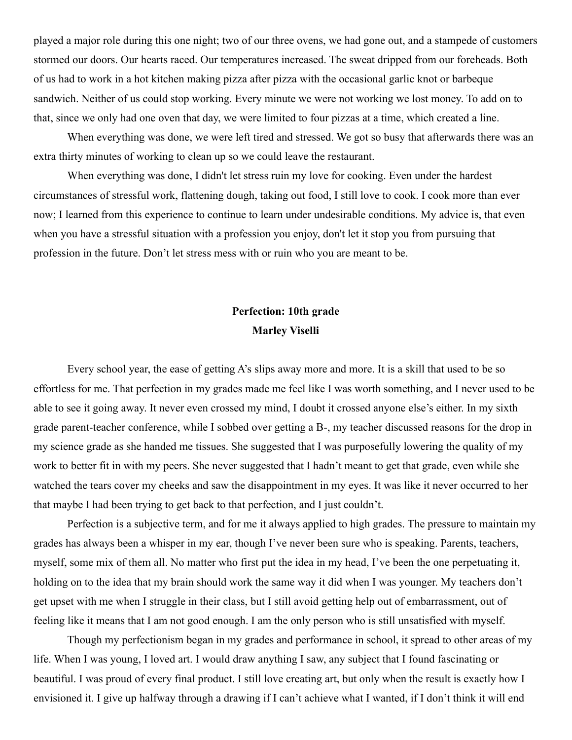played a major role during this one night; two of our three ovens, we had gone out, and a stampede of customers stormed our doors. Our hearts raced. Our temperatures increased. The sweat dripped from our foreheads. Both of us had to work in a hot kitchen making pizza after pizza with the occasional garlic knot or barbeque sandwich. Neither of us could stop working. Every minute we were not working we lost money. To add on to that, since we only had one oven that day, we were limited to four pizzas at a time, which created a line.

When everything was done, we were left tired and stressed. We got so busy that afterwards there was an extra thirty minutes of working to clean up so we could leave the restaurant.

When everything was done, I didn't let stress ruin my love for cooking. Even under the hardest circumstances of stressful work, flattening dough, taking out food, I still love to cook. I cook more than ever now; I learned from this experience to continue to learn under undesirable conditions. My advice is, that even when you have a stressful situation with a profession you enjoy, don't let it stop you from pursuing that profession in the future. Don't let stress mess with or ruin who you are meant to be.

## Perfection: 10th grade

**Marley Viselli**

Every school year, the ease of getting A's slips away more and more. It is a skill that used to be so effortless for me. That perfection in my grades made me feel like I was worth something, and I never used to be able to see it going away. It never even crossed my mind, I doubt it crossed anyone else's either. In my sixth grade parent-teacher conference, while I sobbed over getting a B-, my teacher discussed reasons for the drop in my science grade as she handed me tissues. She suggested that I was purposefully lowering the quality of my work to better fit in with my peers. She never suggested that I hadn't meant to get that grade, even while she watched the tears cover my cheeks and saw the disappointment in my eyes. It was like it never occurred to her that maybe I had been trying to get back to that perfection, and I just couldn't.

Perfection is a subjective term, and for me it always applied to high grades. The pressure to maintain my grades has always been a whisper in my ear, though I've never been sure who is speaking. Parents, teachers, myself, some mix of them all. No matter who first put the idea in my head, I've been the one perpetuating it, holding on to the idea that my brain should work the same way it did when I was younger. My teachers don't get upset with me when I struggle in their class, but I still avoid getting help out of embarrassment, out of feeling like it means that I am not good enough. I am the only person who is still unsatisfied with myself.

Though my perfectionism began in my grades and performance in school, it spread to other areas of my life. When I was young, I loved art. I would draw anything I saw, any subject that I found fascinating or beautiful. I was proud of every final product. I still love creating art, but only when the result is exactly how I envisioned it. I give up halfway through a drawing if I can't achieve what I wanted, if I don't think it will end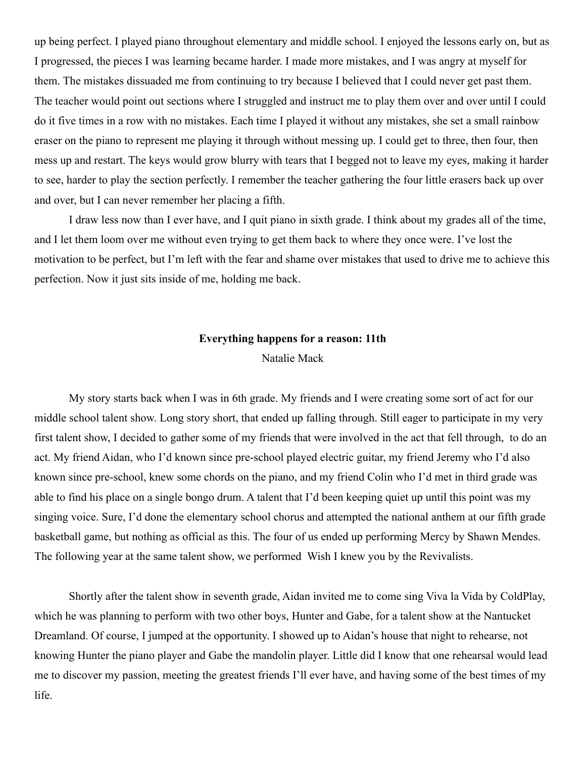up being perfect. I played piano throughout elementary and middle school. I enjoyed the lessons early on, but as I progressed, the pieces I was learning became harder. I made more mistakes, and I was angry at myself for them. The mistakes dissuaded me from continuing to try because I believed that I could never get past them. The teacher would point out sections where I struggled and instruct me to play them over and over until I could do it five times in a row with no mistakes. Each time I played it without any mistakes, she set a small rainbow eraser on the piano to represent me playing it through without messing up. I could get to three, then four, then mess up and restart. The keys would grow blurry with tears that I begged not to leave my eyes, making it harder to see, harder to play the section perfectly. I remember the teacher gathering the four little erasers back up over and over, but I can never remember her placing a fifth.

I draw less now than I ever have, and I quit piano in sixth grade. I think about my grades all of the time, and I let them loom over me without even trying to get them back to where they once were. I've lost the motivation to be perfect, but I'm left with the fear and shame over mistakes that used to drive me to achieve this perfection. Now it just sits inside of me, holding me back.

## Everything happens for a reason: 11th

Natalie Mack

My story starts back when I was in 6th grade. My friends and I were creating some sort of act for our middle school talent show. Long story short, that ended up falling through. Still eager to participate in my very first talent show, I decided to gather some of my friends that were involved in the act that fell through, to do an act. My friend Aidan, who I'd known since pre-school played electric guitar, my friend Jeremy who I'd also known since pre-school, knew some chords on the piano, and my friend Colin who I'd met in third grade was able to find his place on a single bongo drum. A talent that I'd been keeping quiet up until this point was my singing voice. Sure, I'd done the elementary school chorus and attempted the national anthem at our fifth grade basketball game, but nothing as official as this. The four of us ended up performing Mercy by Shawn Mendes. The following year at the same talent show, we performed Wish I knew you by the Revivalists.

Shortly after the talent show in seventh grade, Aidan invited me to come sing Viva la Vida by ColdPlay, which he was planning to perform with two other boys, Hunter and Gabe, for a talent show at the Nantucket Dreamland. Of course, I jumped at the opportunity. I showed up to Aidan's house that night to rehearse, not knowing Hunter the piano player and Gabe the mandolin player. Little did I know that one rehearsal would lead me to discover my passion, meeting the greatest friends I'll ever have, and having some of the best times of my life.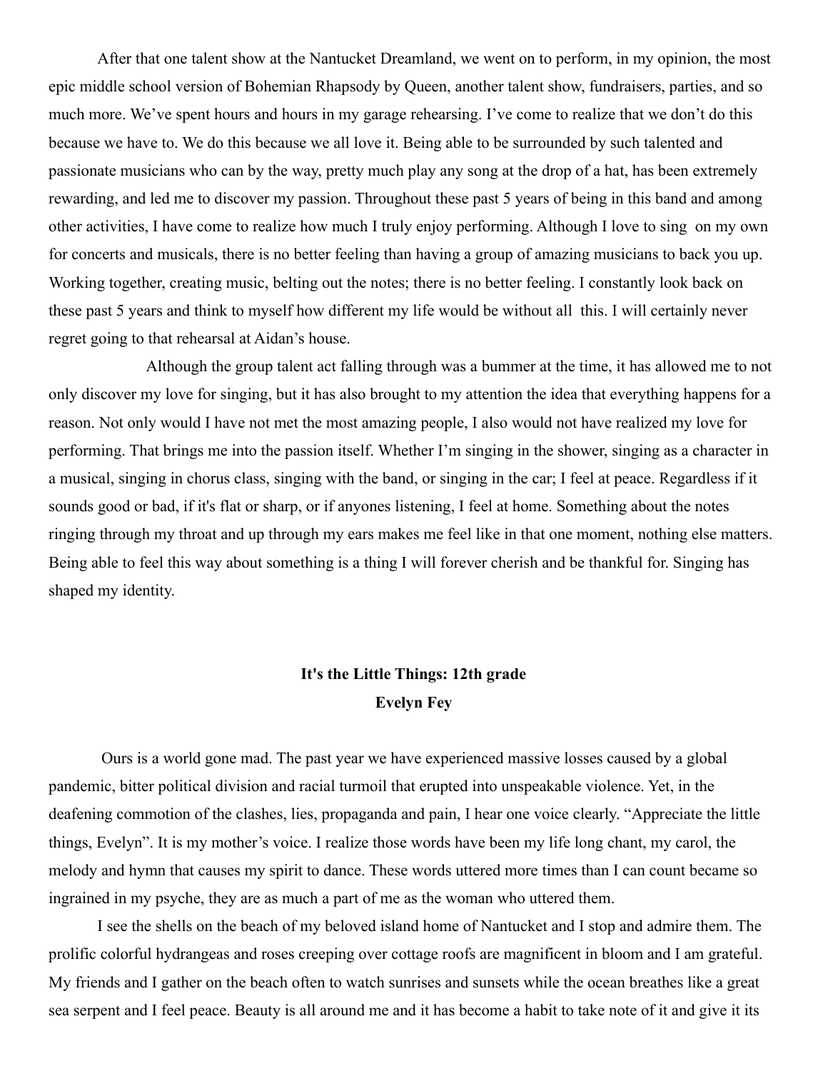After that one talent show at the Nantucket Dreamland, we went on to perform, in my opinion, the most epic middle school version of Bohemian Rhapsody by Queen, another talent show, fundraisers, parties, and so much more. We've spent hours and hours in my garage rehearsing. I've come to realize that we don't do this because we have to. We do this because we all love it. Being able to be surrounded by such talented and passionate musicians who can by the way, pretty much play any song at the drop of a hat, has been extremely rewarding, and led me to discover my passion. Throughout these past 5 years of being in this band and among other activities, I have come to realize how much I truly enjoy performing. Although I love to sing on my own for concerts and musicals, there is no better feeling than having a group of amazing musicians to back you up. Working together, creating music, belting out the notes; there is no better feeling. I constantly look back on these past 5 years and think to myself how different my life would be without all this. I will certainly never regret going to that rehearsal at Aidan's house.

Although the group talent act falling through was a bummer at the time, it has allowed me to not only discover my love for singing, but it has also brought to my attention the idea that everything happens for a reason. Not only would I have not met the most amazing people, I also would not have realized my love for performing. That brings me into the passion itself. Whether I'm singing in the shower, singing as a character in a musical, singing in chorus class, singing with the band, or singing in the car; I feel at peace. Regardless if it sounds good or bad, if it's flat or sharp, or if anyones listening, I feel at home. Something about the notes ringing through my throat and up through my ears makes me feel like in that one moment, nothing else matters. Being able to feel this way about something is a thing I will forever cherish and be thankful for. Singing has shaped my identity.

## It's the Little Things: 12th grade

**Evelyn Fey**

Ours is a world gone mad. The past year we have experienced massive losses caused by a global pandemic, bitter political division and racial turmoil that erupted into unspeakable violence. Yet, in the deafening commotion of the clashes, lies, propaganda and pain, I hear one voice clearly. "Appreciate the little things, Evelyn". It is my mother's voice. I realize those words have been my life long chant, my carol, the melody and hymn that causes my spirit to dance. These words uttered more times than I can count became so ingrained in my psyche, they are as much a part of me as the woman who uttered them.

I see the shells on the beach of my beloved island home of Nantucket and I stop and admire them. The prolific colorful hydrangeas and roses creeping over cottage roofs are magnificent in bloom and I am grateful. My friends and I gather on the beach often to watch sunrises and sunsets while the ocean breathes like a great sea serpent and I feel peace. Beauty is all around me and it has become a habit to take note of it and give it its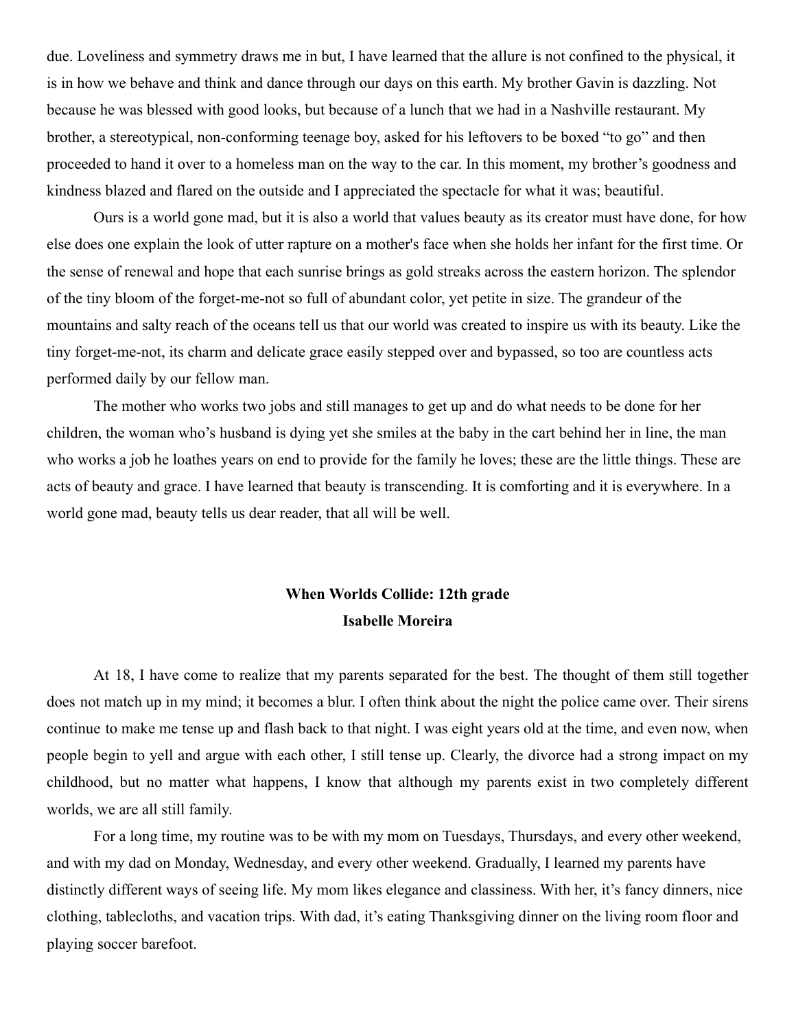due. Loveliness and symmetry draws me in but, I have learned that the allure is not confined to the physical, it is in how we behave and think and dance through our days on this earth. My brother Gavin is dazzling. Not because he was blessed with good looks, but because of a lunch that we had in a Nashville restaurant. My brother, a stereotypical, non-conforming teenage boy, asked for his leftovers to be boxed "to go" and then proceeded to hand it over to a homeless man on the way to the car. In this moment, my brother's goodness and kindness blazed and flared on the outside and I appreciated the spectacle for what it was; beautiful.

Ours is a world gone mad, but it is also a world that values beauty as its creator must have done, for how else does one explain the look of utter rapture on a mother's face when she holds her infant for the first time. Or the sense of renewal and hope that each sunrise brings as gold streaks across the eastern horizon. The splendor of the tiny bloom of the forget-me-not so full of abundant color, yet petite in size. The grandeur of the mountains and salty reach of the oceans tell us that our world was created to inspire us with its beauty. Like the tiny forget-me-not, its charm and delicate grace easily stepped over and bypassed, so too are countless acts performed daily by our fellow man.

The mother who works two jobs and still manages to get up and do what needs to be done for her children, the woman who's husband is dying yet she smiles at the baby in the cart behind her in line, the man who works a job he loathes years on end to provide for the family he loves; these are the little things. These are acts of beauty and grace. I have learned that beauty is transcending. It is comforting and it is everywhere. In a world gone mad, beauty tells us dear reader, that all will be well.

**When Worlds Collide: 12th grade**
**Isabelle Moreira**

At 18, I have come to realize that my parents separated for the best. The thought of them still together does not match up in my mind; it becomes a blur. I often think about the night the police came over. Their sirens continue to make me tense up and flash back to that night. I was eight years old at the time, and even now, when people begin to yell and argue with each other, I still tense up. Clearly, the divorce had a strong impact on my childhood, but no matter what happens, I know that although my parents exist in two completely different worlds, we are all still family.

For a long time, my routine was to be with my mom on Tuesdays, Thursdays, and every other weekend, and with my dad on Monday, Wednesday, and every other weekend. Gradually, I learned my parents have distinctly different ways of seeing life. My mom likes elegance and classiness. With her, it's fancy dinners, nice clothing, tablecloths, and vacation trips. With dad, it's eating Thanksgiving dinner on the living room floor and playing soccer barefoot.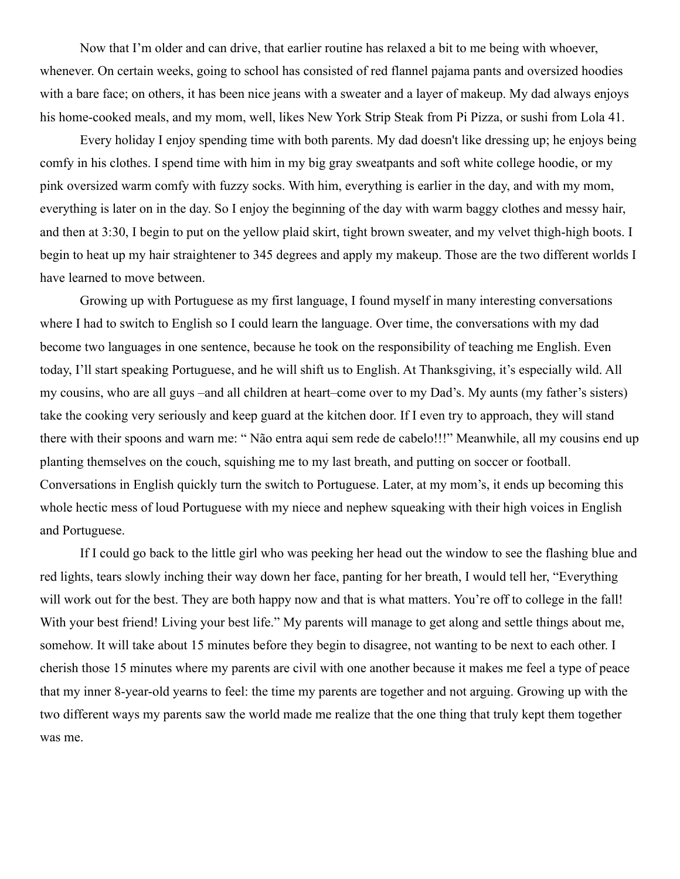Now that I'm older and can drive, that earlier routine has relaxed a bit to me being with whoever, whenever. On certain weeks, going to school has consisted of red flannel pajama pants and oversized hoodies with a bare face; on others, it has been nice jeans with a sweater and a layer of makeup. My dad always enjoys his home-cooked meals, and my mom, well, likes New York Strip Steak from Pi Pizza, or sushi from Lola 41.

Every holiday I enjoy spending time with both parents. My dad doesn't like dressing up; he enjoys being comfy in his clothes. I spend time with him in my big gray sweatpants and soft white college hoodie, or my pink oversized warm comfy with fuzzy socks. With him, everything is earlier in the day, and with my mom, everything is later on in the day. So I enjoy the beginning of the day with warm baggy clothes and messy hair, and then at 3:30, I begin to put on the yellow plaid skirt, tight brown sweater, and my velvet thigh-high boots. I begin to heat up my hair straightener to 345 degrees and apply my makeup. Those are the two different worlds I have learned to move between.

Growing up with Portuguese as my first language, I found myself in many interesting conversations where I had to switch to English so I could learn the language. Over time, the conversations with my dad become two languages in one sentence, because he took on the responsibility of teaching me English. Even today, I'll start speaking Portuguese, and he will shift us to English. At Thanksgiving, it's especially wild. All my cousins, who are all guys –and all children at heart–come over to my Dad's. My aunts (my father's sisters) take the cooking very seriously and keep guard at the kitchen door. If I even try to approach, they will stand there with their spoons and warn me: " Não entra aqui sem rede de cabelo!!!" Meanwhile, all my cousins end up planting themselves on the couch, squishing me to my last breath, and putting on soccer or football. Conversations in English quickly turn the switch to Portuguese. Later, at my mom's, it ends up becoming this whole hectic mess of loud Portuguese with my niece and nephew squeaking with their high voices in English and Portuguese.

If I could go back to the little girl who was peeking her head out the window to see the flashing blue and red lights, tears slowly inching their way down her face, panting for her breath, I would tell her, "Everything will work out for the best. They are both happy now and that is what matters. You're off to college in the fall! With your best friend! Living your best life." My parents will manage to get along and settle things about me, somehow. It will take about 15 minutes before they begin to disagree, not wanting to be next to each other. I cherish those 15 minutes where my parents are civil with one another because it makes me feel a type of peace that my inner 8-year-old yearns to feel: the time my parents are together and not arguing. Growing up with the two different ways my parents saw the world made me realize that the one thing that truly kept them together was me.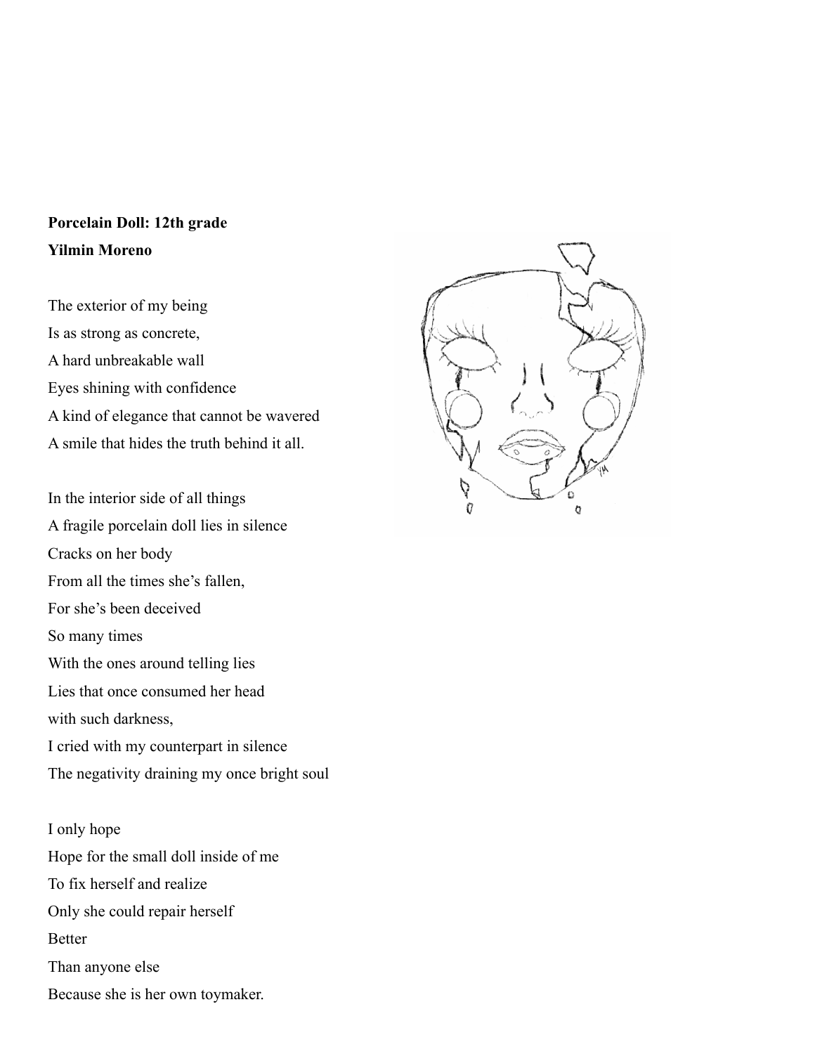**Porcelain Doll: 12th grade**

**Yilmin Moreno**

The exterior of my being
Is as strong as concrete,
A hard unbreakable wall
Eyes shining with confidence
A kind of elegance that cannot be wavered
A smile that hides the truth behind it all.

In the interior side of all things
A fragile porcelain doll lies in silence
Cracks on her body
From all the times she's fallen,
For she's been deceived
So many times
With the ones around telling lies
Lies that once consumed her head
with such darkness,
I cried with my counterpart in silence
The negativity draining my once bright soul

I only hope
Hope for the small doll inside of me
To fix herself and realize
Only she could repair herself
Better
Than anyone else
Because she is her own toymaker.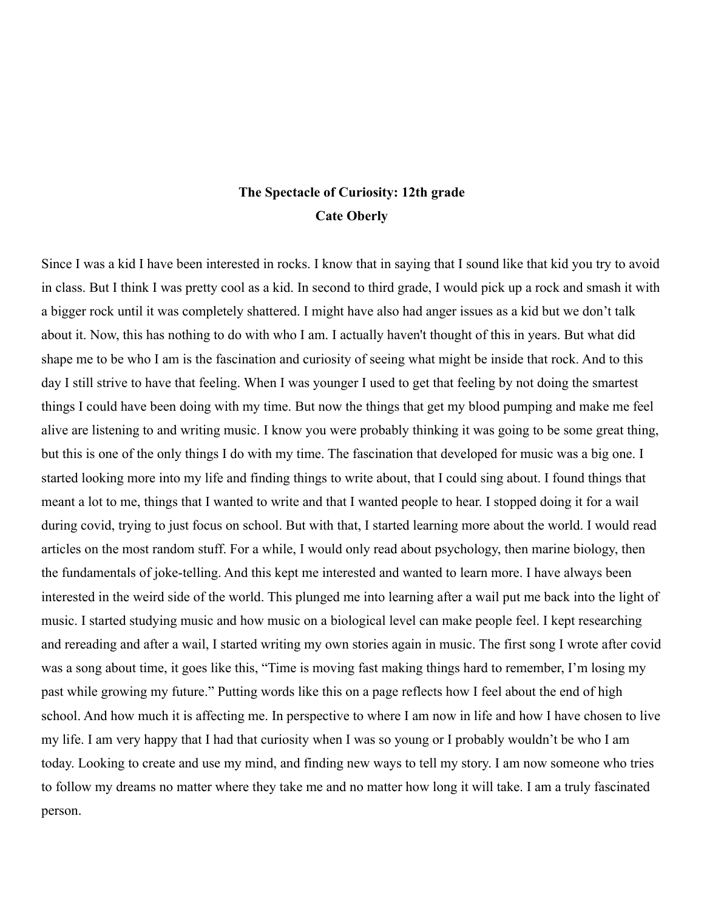**The Spectacle of Curiosity: 12th grade**

**Cate Oberly**

Since I was a kid I have been interested in rocks. I know that in saying that I sound like that kid you try to avoid in class. But I think I was pretty cool as a kid. In second to third grade, I would pick up a rock and smash it with a bigger rock until it was completely shattered. I might have also had anger issues as a kid but we don't talk about it. Now, this has nothing to do with who I am. I actually haven't thought of this in years. But what did shape me to be who I am is the fascination and curiosity of seeing what might be inside that rock. And to this day I still strive to have that feeling. When I was younger I used to get that feeling by not doing the smartest things I could have been doing with my time. But now the things that get my blood pumping and make me feel alive are listening to and writing music. I know you were probably thinking it was going to be some great thing, but this is one of the only things I do with my time. The fascination that developed for music was a big one. I started looking more into my life and finding things to write about, that I could sing about. I found things that meant a lot to me, things that I wanted to write and that I wanted people to hear. I stopped doing it for a wail during covid, trying to just focus on school. But with that, I started learning more about the world. I would read articles on the most random stuff. For a while, I would only read about psychology, then marine biology, then the fundamentals of joke-telling. And this kept me interested and wanted to learn more. I have always been interested in the weird side of the world. This plunged me into learning after a wail put me back into the light of music. I started studying music and how music on a biological level can make people feel. I kept researching and rereading and after a wail, I started writing my own stories again in music. The first song I wrote after covid was a song about time, it goes like this, "Time is moving fast making things hard to remember, I'm losing my past while growing my future." Putting words like this on a page reflects how I feel about the end of high school. And how much it is affecting me. In perspective to where I am now in life and how I have chosen to live my life. I am very happy that I had that curiosity when I was so young or I probably wouldn't be who I am today. Looking to create and use my mind, and finding new ways to tell my story. I am now someone who tries to follow my dreams no matter where they take me and no matter how long it will take. I am a truly fascinated person.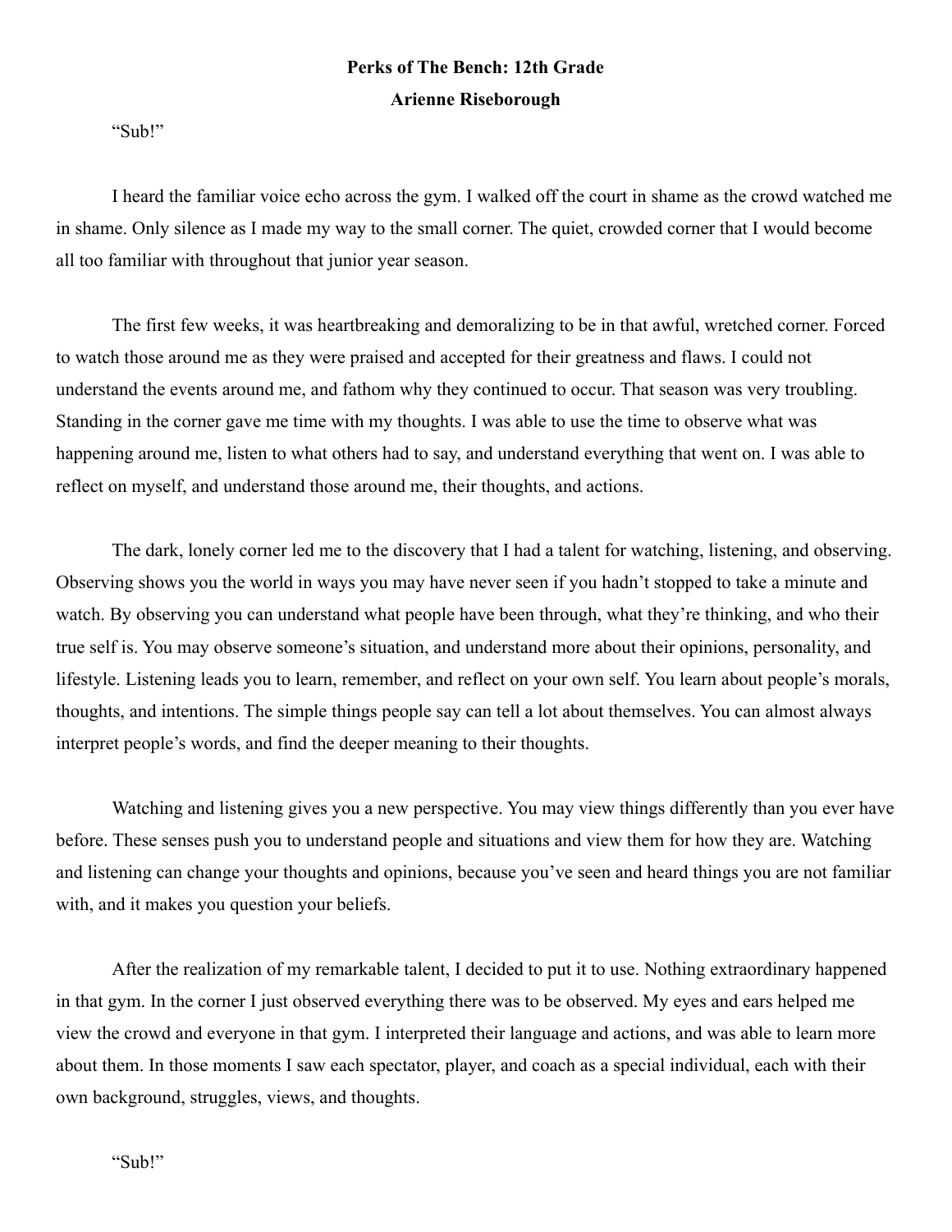**Perks of The Bench: 12th Grade**

**Arienne Riseborough**

"Sub!"

I heard the familiar voice echo across the gym. I walked off the court in shame as the crowd watched me in shame. Only silence as I made my way to the small corner. The quiet, crowded corner that I would become all too familiar with throughout that junior year season.

The first few weeks, it was heartbreaking and demoralizing to be in that awful, wretched corner. Forced to watch those around me as they were praised and accepted for their greatness and flaws. I could not understand the events around me, and fathom why they continued to occur. That season was very troubling. Standing in the corner gave me time with my thoughts. I was able to use the time to observe what was happening around me, listen to what others had to say, and understand everything that went on. I was able to reflect on myself, and understand those around me, their thoughts, and actions.

The dark, lonely corner led me to the discovery that I had a talent for watching, listening, and observing. Observing shows you the world in ways you may have never seen if you hadn't stopped to take a minute and watch. By observing you can understand what people have been through, what they're thinking, and who their true self is. You may observe someone's situation, and understand more about their opinions, personality, and lifestyle. Listening leads you to learn, remember, and reflect on your own self. You learn about people's morals, thoughts, and intentions. The simple things people say can tell a lot about themselves. You can almost always interpret people's words, and find the deeper meaning to their thoughts.

Watching and listening gives you a new perspective. You may view things differently than you ever have before. These senses push you to understand people and situations and view them for how they are. Watching and listening can change your thoughts and opinions, because you've seen and heard things you are not familiar with, and it makes you question your beliefs.

After the realization of my remarkable talent, I decided to put it to use. Nothing extraordinary happened in that gym. In the corner I just observed everything there was to be observed. My eyes and ears helped me view the crowd and everyone in that gym. I interpreted their language and actions, and was able to learn more about them. In those moments I saw each spectator, player, and coach as a special individual, each with their own background, struggles, views, and thoughts.

"Sub!"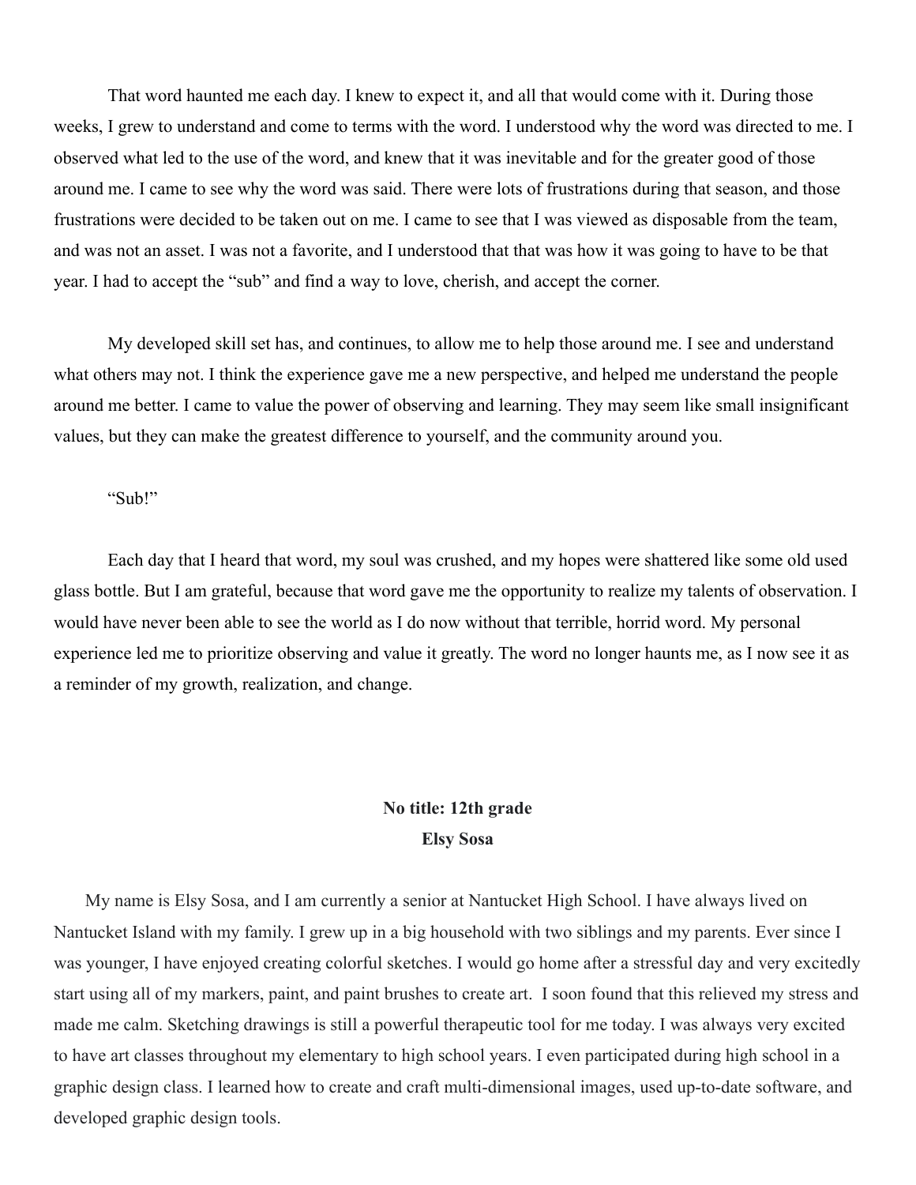That word haunted me each day. I knew to expect it, and all that would come with it. During those weeks, I grew to understand and come to terms with the word. I understood why the word was directed to me. I observed what led to the use of the word, and knew that it was inevitable and for the greater good of those around me. I came to see why the word was said. There were lots of frustrations during that season, and those frustrations were decided to be taken out on me. I came to see that I was viewed as disposable from the team, and was not an asset. I was not a favorite, and I understood that that was how it was going to have to be that year. I had to accept the "sub" and find a way to love, cherish, and accept the corner.

My developed skill set has, and continues, to allow me to help those around me. I see and understand what others may not. I think the experience gave me a new perspective, and helped me understand the people around me better. I came to value the power of observing and learning. They may seem like small insignificant values, but they can make the greatest difference to yourself, and the community around you.

"Sub!"

Each day that I heard that word, my soul was crushed, and my hopes were shattered like some old used glass bottle. But I am grateful, because that word gave me the opportunity to realize my talents of observation. I would have never been able to see the world as I do now without that terrible, horrid word. My personal experience led me to prioritize observing and value it greatly. The word no longer haunts me, as I now see it as a reminder of my growth, realization, and change.

**No title: 12th grade**

**Elsy Sosa**

My name is Elsy Sosa, and I am currently a senior at Nantucket High School. I have always lived on Nantucket Island with my family. I grew up in a big household with two siblings and my parents. Ever since I was younger, I have enjoyed creating colorful sketches. I would go home after a stressful day and very excitedly start using all of my markers, paint, and paint brushes to create art. I soon found that this relieved my stress and made me calm. Sketching drawings is still a powerful therapeutic tool for me today. I was always very excited to have art classes throughout my elementary to high school years. I even participated during high school in a graphic design class. I learned how to create and craft multi-dimensional images, used up-to-date software, and developed graphic design tools.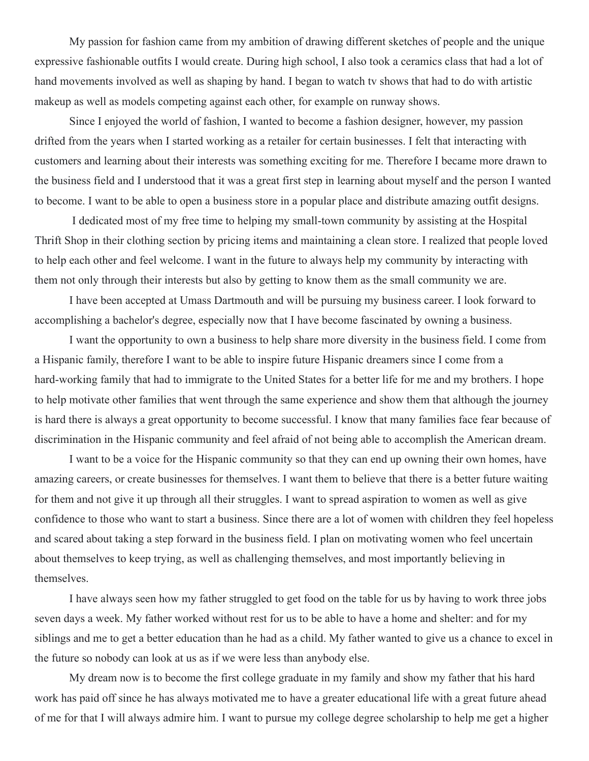My passion for fashion came from my ambition of drawing different sketches of people and the unique expressive fashionable outfits I would create. During high school, I also took a ceramics class that had a lot of hand movements involved as well as shaping by hand. I began to watch tv shows that had to do with artistic makeup as well as models competing against each other, for example on runway shows.

Since I enjoyed the world of fashion, I wanted to become a fashion designer, however, my passion drifted from the years when I started working as a retailer for certain businesses. I felt that interacting with customers and learning about their interests was something exciting for me. Therefore I became more drawn to the business field and I understood that it was a great first step in learning about myself and the person I wanted to become. I want to be able to open a business store in a popular place and distribute amazing outfit designs.

I dedicated most of my free time to helping my small-town community by assisting at the Hospital Thrift Shop in their clothing section by pricing items and maintaining a clean store. I realized that people loved to help each other and feel welcome. I want in the future to always help my community by interacting with them not only through their interests but also by getting to know them as the small community we are.

I have been accepted at Umass Dartmouth and will be pursuing my business career. I look forward to accomplishing a bachelor's degree, especially now that I have become fascinated by owning a business.

I want the opportunity to own a business to help share more diversity in the business field. I come from a Hispanic family, therefore I want to be able to inspire future Hispanic dreamers since I come from a hard-working family that had to immigrate to the United States for a better life for me and my brothers. I hope to help motivate other families that went through the same experience and show them that although the journey is hard there is always a great opportunity to become successful. I know that many families face fear because of discrimination in the Hispanic community and feel afraid of not being able to accomplish the American dream.

I want to be a voice for the Hispanic community so that they can end up owning their own homes, have amazing careers, or create businesses for themselves. I want them to believe that there is a better future waiting for them and not give it up through all their struggles. I want to spread aspiration to women as well as give confidence to those who want to start a business. Since there are a lot of women with children they feel hopeless and scared about taking a step forward in the business field. I plan on motivating women who feel uncertain about themselves to keep trying, as well as challenging themselves, and most importantly believing in themselves.

I have always seen how my father struggled to get food on the table for us by having to work three jobs seven days a week. My father worked without rest for us to be able to have a home and shelter: and for my siblings and me to get a better education than he had as a child. My father wanted to give us a chance to excel in the future so nobody can look at us as if we were less than anybody else.

My dream now is to become the first college graduate in my family and show my father that his hard work has paid off since he has always motivated me to have a greater educational life with a great future ahead of me for that I will always admire him. I want to pursue my college degree scholarship to help me get a higher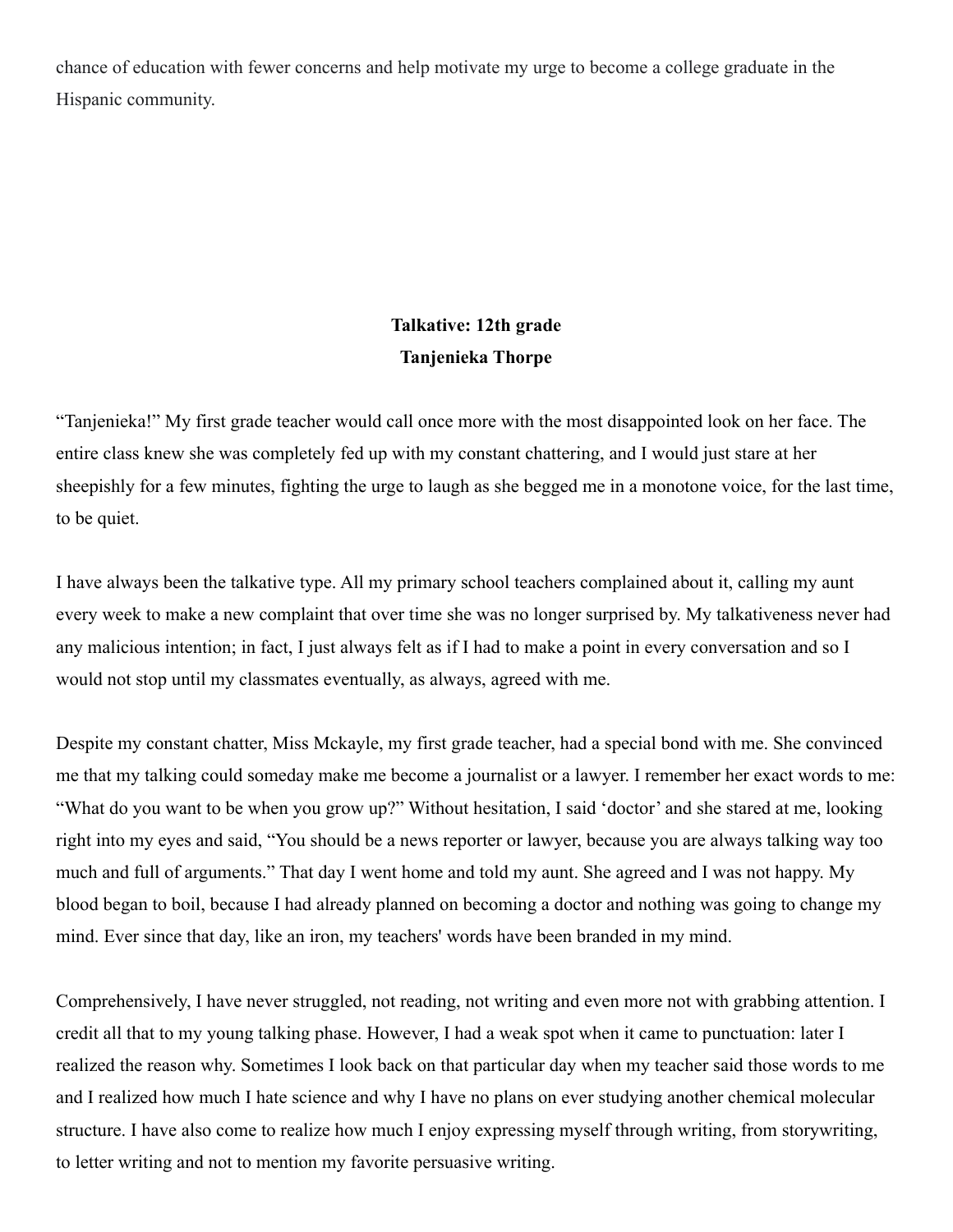chance of education with fewer concerns and help motivate my urge to become a college graduate in the Hispanic community.

**Talkative: 12th grade**
**Tanjenieka Thorpe**

“Tanjenieka!” My first grade teacher would call once more with the most disappointed look on her face. The entire class knew she was completely fed up with my constant chattering, and I would just stare at her sheepishly for a few minutes, fighting the urge to laugh as she begged me in a monotone voice, for the last time, to be quiet.

I have always been the talkative type. All my primary school teachers complained about it, calling my aunt every week to make a new complaint that over time she was no longer surprised by. My talkativeness never had any malicious intention; in fact, I just always felt as if I had to make a point in every conversation and so I would not stop until my classmates eventually, as always, agreed with me.

Despite my constant chatter, Miss Mckayle, my first grade teacher, had a special bond with me. She convinced me that my talking could someday make me become a journalist or a lawyer. I remember her exact words to me: “What do you want to be when you grow up?” Without hesitation, I said ‘doctor’ and she stared at me, looking right into my eyes and said, “You should be a news reporter or lawyer, because you are always talking way too much and full of arguments.” That day I went home and told my aunt. She agreed and I was not happy. My blood began to boil, because I had already planned on becoming a doctor and nothing was going to change my mind. Ever since that day, like an iron, my teachers' words have been branded in my mind.

Comprehensively, I have never struggled, not reading, not writing and even more not with grabbing attention. I credit all that to my young talking phase. However, I had a weak spot when it came to punctuation: later I realized the reason why. Sometimes I look back on that particular day when my teacher said those words to me and I realized how much I hate science and why I have no plans on ever studying another chemical molecular structure. I have also come to realize how much I enjoy expressing myself through writing, from storywriting, to letter writing and not to mention my favorite persuasive writing.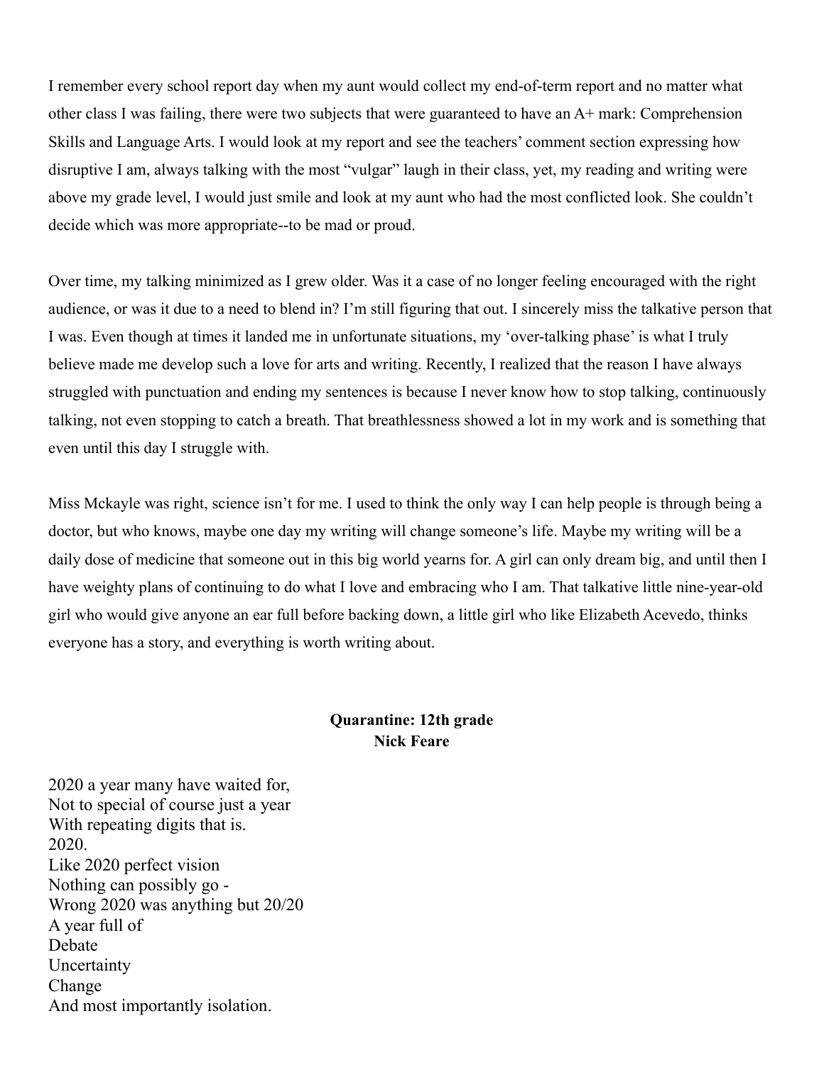I remember every school report day when my aunt would collect my end-of-term report and no matter what other class I was failing, there were two subjects that were guaranteed to have an A+ mark: Comprehension Skills and Language Arts. I would look at my report and see the teachers' comment section expressing how disruptive I am, always talking with the most "vulgar" laugh in their class, yet, my reading and writing were above my grade level, I would just smile and look at my aunt who had the most conflicted look. She couldn't decide which was more appropriate--to be mad or proud.

Over time, my talking minimized as I grew older. Was it a case of no longer feeling encouraged with the right audience, or was it due to a need to blend in? I'm still figuring that out. I sincerely miss the talkative person that I was. Even though at times it landed me in unfortunate situations, my 'over-talking phase' is what I truly believe made me develop such a love for arts and writing. Recently, I realized that the reason I have always struggled with punctuation and ending my sentences is because I never know how to stop talking, continuously talking, not even stopping to catch a breath. That breathlessness showed a lot in my work and is something that even until this day I struggle with.

Miss Mckayle was right, science isn't for me. I used to think the only way I can help people is through being a doctor, but who knows, maybe one day my writing will change someone's life. Maybe my writing will be a daily dose of medicine that someone out in this big world yearns for. A girl can only dream big, and until then I have weighty plans of continuing to do what I love and embracing who I am. That talkative little nine-year-old girl who would give anyone an ear full before backing down, a little girl who like Elizabeth Acevedo, thinks everyone has a story, and everything is worth writing about.

## Quarantine: 12th grade
**Nick Feare**

2020 a year many have waited for,  
Not to special of course just a year  
With repeating digits that is.  
2020.  
Like 2020 perfect vision  
Nothing can possibly go -  
Wrong 2020 was anything but 20/20  
A year full of  
Debate  
Uncertainty  
Change  
And most importantly isolation.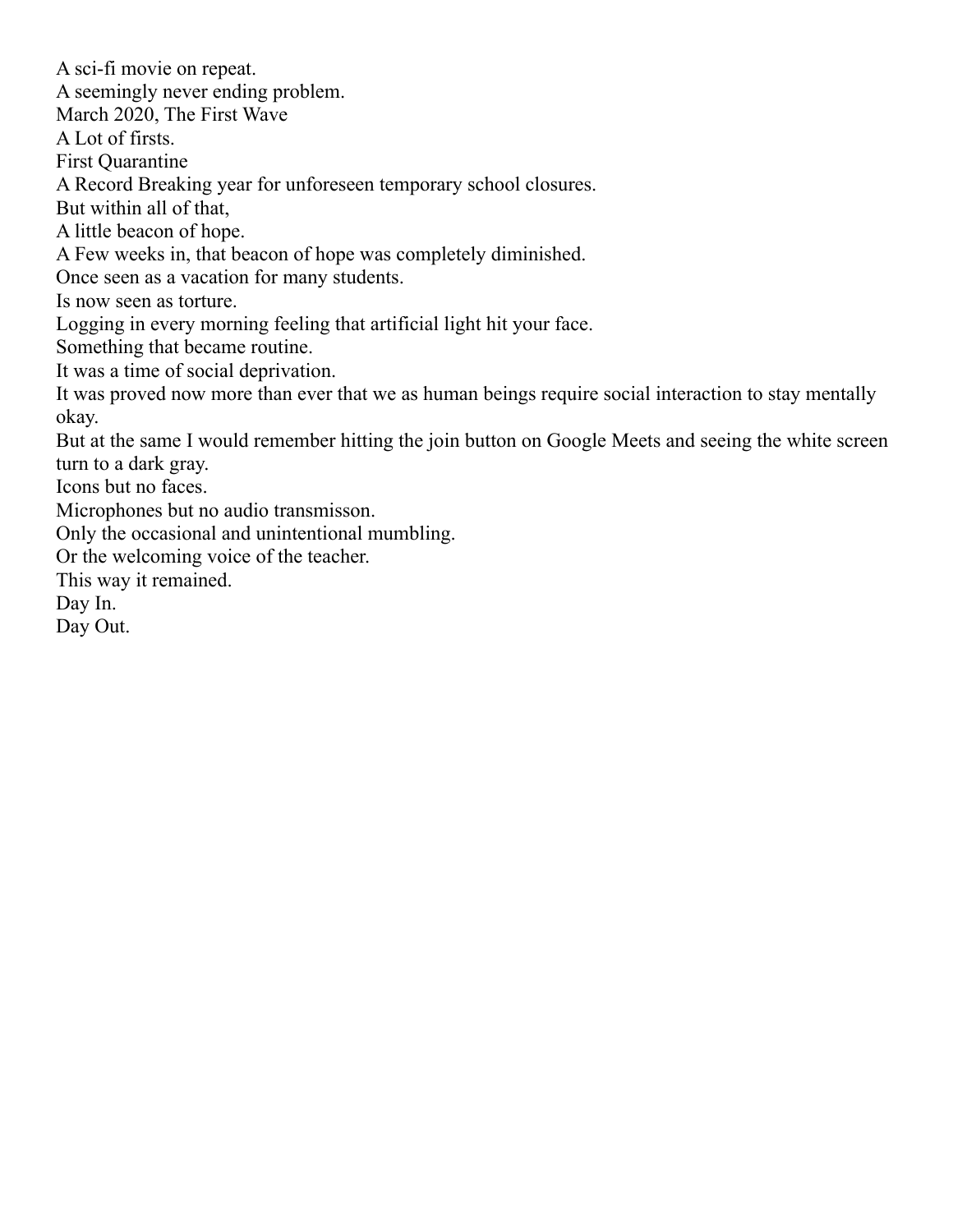A sci-fi movie on repeat.
A seemingly never ending problem.
March 2020, The First Wave
A Lot of firsts.
First Quarantine
A Record Breaking year for unforeseen temporary school closures.
But within all of that,
A little beacon of hope.
A Few weeks in, that beacon of hope was completely diminished.
Once seen as a vacation for many students.
Is now seen as torture.
Logging in every morning feeling that artificial light hit your face.
Something that became routine.
It was a time of social deprivation.
It was proved now more than ever that we as human beings require social interaction to stay mentally okay.
But at the same I would remember hitting the join button on Google Meets and seeing the white screen turn to a dark gray.
Icons but no faces.
Microphones but no audio transmisson.
Only the occasional and unintentional mumbling.
Or the welcoming voice of the teacher.
This way it remained.
Day In.
Day Out.